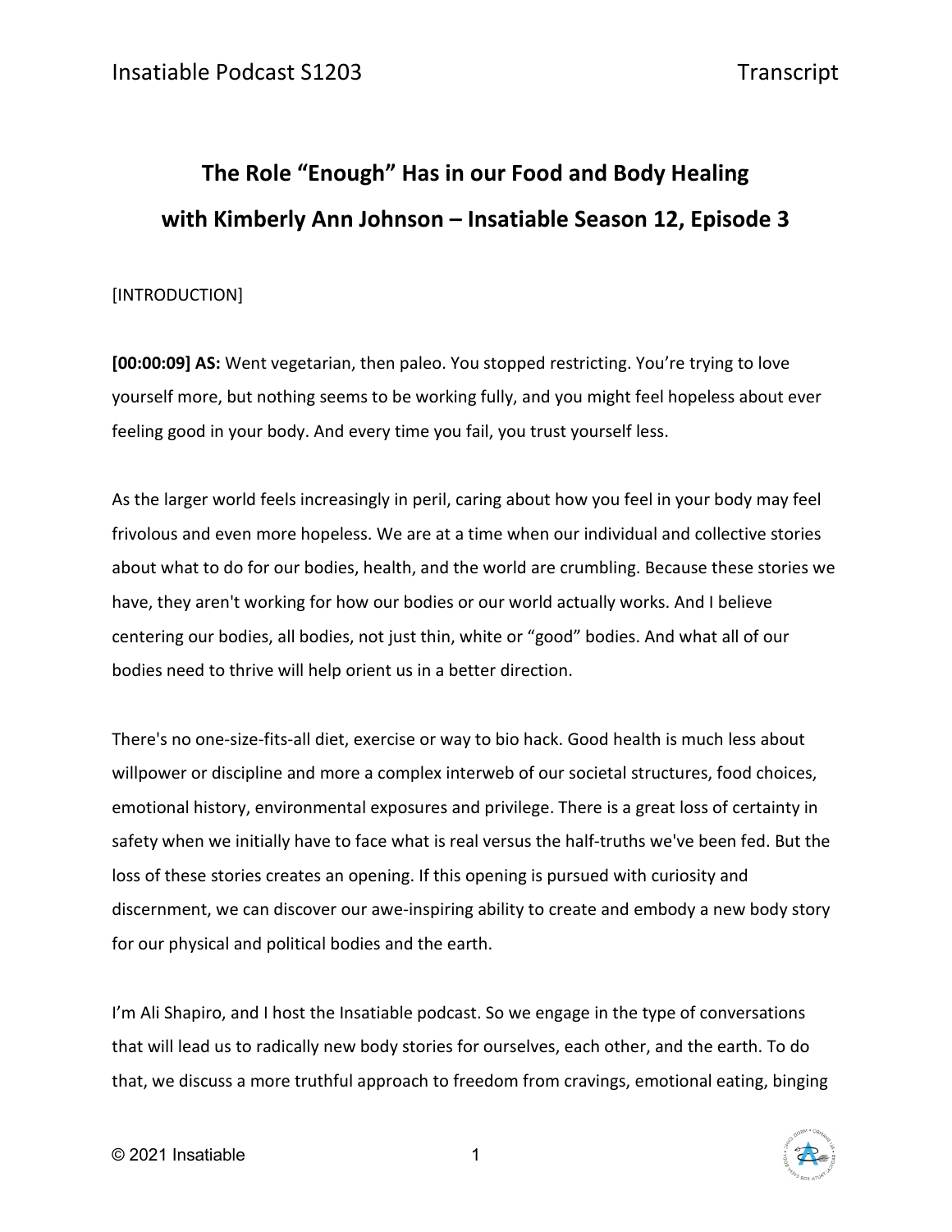# The Role "Enough" Has in our Food and Body Healing with Kimberly Ann Johnson – Insatiable Season 12, Episode 3

[INTRODUCTION]

**[00:00:09] AS:** Went vegetarian, then paleo. You stopped restricting. You're trying to love yourself more, but nothing seems to be working fully, and you might feel hopeless about ever feeling good in your body. And every time you fail, you trust yourself less.

As the larger world feels increasingly in peril, caring about how you feel in your body may feel frivolous and even more hopeless. We are at a time when our individual and collective stories about what to do for our bodies, health, and the world are crumbling. Because these stories we have, they aren't working for how our bodies or our world actually works. And I believe centering our bodies, all bodies, not just thin, white or "good" bodies. And what all of our bodies need to thrive will help orient us in a better direction.

There's no one-size-fits-all diet, exercise or way to bio hack. Good health is much less about willpower or discipline and more a complex interweb of our societal structures, food choices, emotional history, environmental exposures and privilege. There is a great loss of certainty in safety when we initially have to face what is real versus the half-truths we've been fed. But the loss of these stories creates an opening. If this opening is pursued with curiosity and discernment, we can discover our awe-inspiring ability to create and embody a new body story for our physical and political bodies and the earth.

I'm Ali Shapiro, and I host the Insatiable podcast. So we engage in the type of conversations that will lead us to radically new body stories for ourselves, each other, and the earth. To do that, we discuss a more truthful approach to freedom from cravings, emotional eating, binging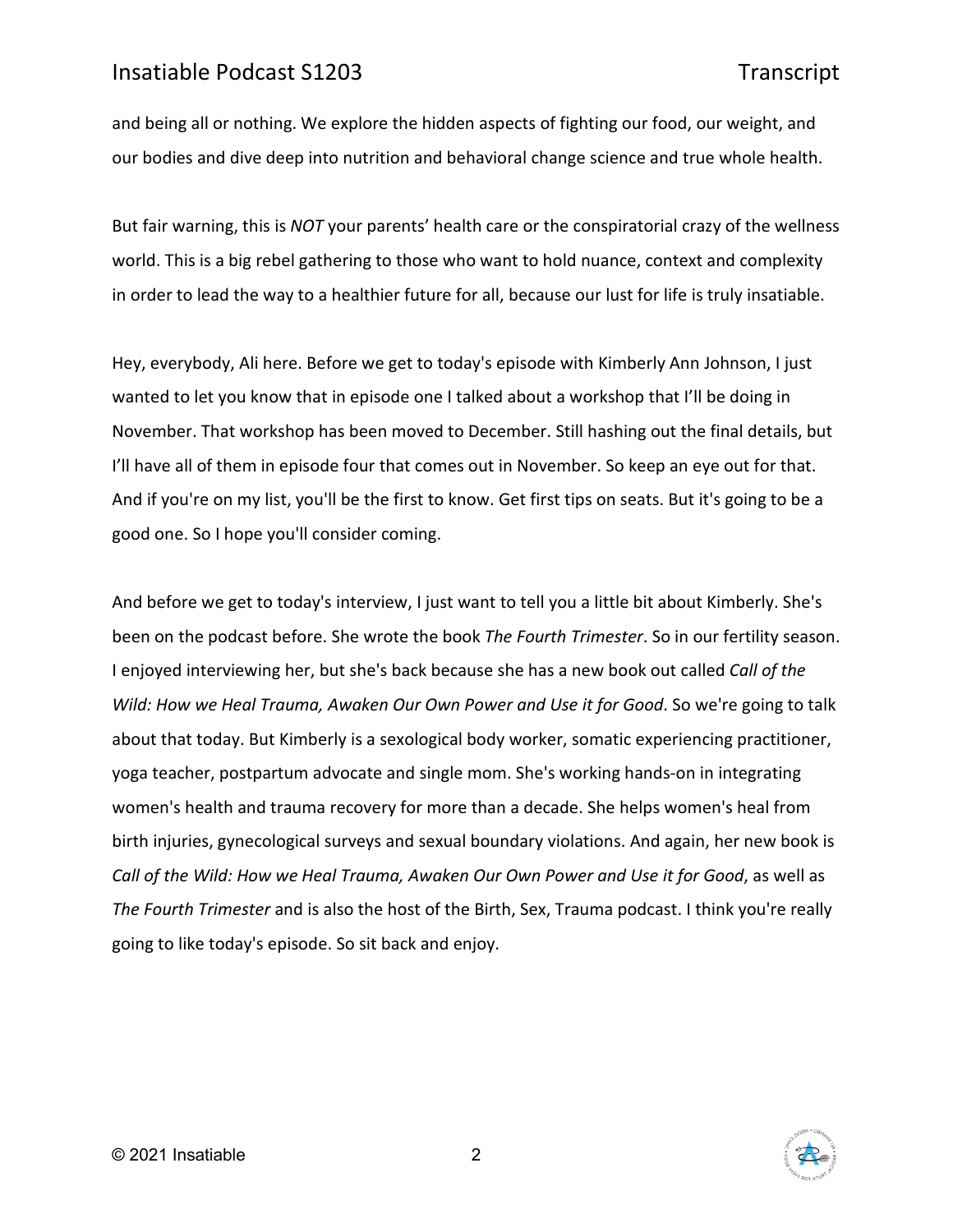and being all or nothing. We explore the hidden aspects of fighting our food, our weight, and our bodies and dive deep into nutrition and behavioral change science and true whole health.

But fair warning, this is *NOT* your parents' health care or the conspiratorial crazy of the wellness world. This is a big rebel gathering to those who want to hold nuance, context and complexity in order to lead the way to a healthier future for all, because our lust for life is truly insatiable.

Hey, everybody, Ali here. Before we get to today's episode with Kimberly Ann Johnson, I just wanted to let you know that in episode one I talked about a workshop that I'll be doing in November. That workshop has been moved to December. Still hashing out the final details, but I'll have all of them in episode four that comes out in November. So keep an eye out for that. And if you're on my list, you'll be the first to know. Get first tips on seats. But it's going to be a good one. So I hope you'll consider coming.

And before we get to today's interview, I just want to tell you a little bit about Kimberly. She's been on the podcast before. She wrote the book *The Fourth Trimester*. So in our fertility season. I enjoyed interviewing her, but she's back because she has a new book out called *Call of the Wild: How we Heal Trauma, Awaken Our Own Power and Use it for Good*. So we're going to talk about that today. But Kimberly is a sexological body worker, somatic experiencing practitioner, yoga teacher, postpartum advocate and single mom. She's working hands-on in integrating women's health and trauma recovery for more than a decade. She helps women's heal from birth injuries, gynecological surveys and sexual boundary violations. And again, her new book is *Call of the Wild: How we Heal Trauma, Awaken Our Own Power and Use it for Good*, as well as *The Fourth Trimester* and is also the host of the Birth, Sex, Trauma podcast. I think you're really going to like today's episode. So sit back and enjoy.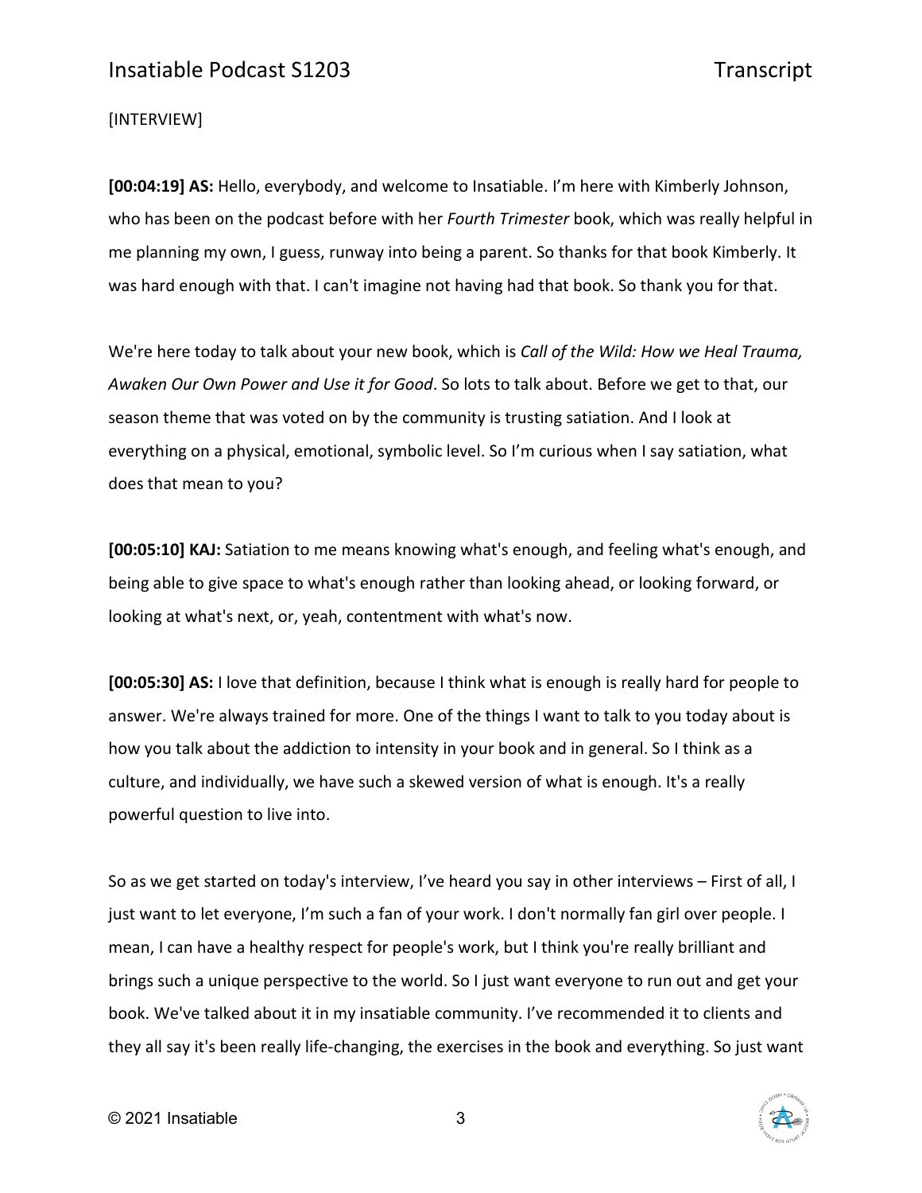[INTERVIEW]

**[00:04:19] AS:** Hello, everybody, and welcome to Insatiable. I'm here with Kimberly Johnson, who has been on the podcast before with her *Fourth Trimester* book, which was really helpful in me planning my own, I guess, runway into being a parent. So thanks for that book Kimberly. It was hard enough with that. I can't imagine not having had that book. So thank you for that.

We're here today to talk about your new book, which is *Call of the Wild: How we Heal Trauma, Awaken Our Own Power and Use it for Good*. So lots to talk about. Before we get to that, our season theme that was voted on by the community is trusting satiation. And I look at everything on a physical, emotional, symbolic level. So I'm curious when I say satiation, what does that mean to you?

**[00:05:10] KAJ:** Satiation to me means knowing what's enough, and feeling what's enough, and being able to give space to what's enough rather than looking ahead, or looking forward, or looking at what's next, or, yeah, contentment with what's now.

**[00:05:30] AS:** I love that definition, because I think what is enough is really hard for people to answer. We're always trained for more. One of the things I want to talk to you today about is how you talk about the addiction to intensity in your book and in general. So I think as a culture, and individually, we have such a skewed version of what is enough. It's a really powerful question to live into.

So as we get started on today's interview, I've heard you say in other interviews – First of all, I just want to let everyone, I'm such a fan of your work. I don't normally fan girl over people. I mean, I can have a healthy respect for people's work, but I think you're really brilliant and brings such a unique perspective to the world. So I just want everyone to run out and get your book. We've talked about it in my insatiable community. I've recommended it to clients and they all say it's been really life-changing, the exercises in the book and everything. So just want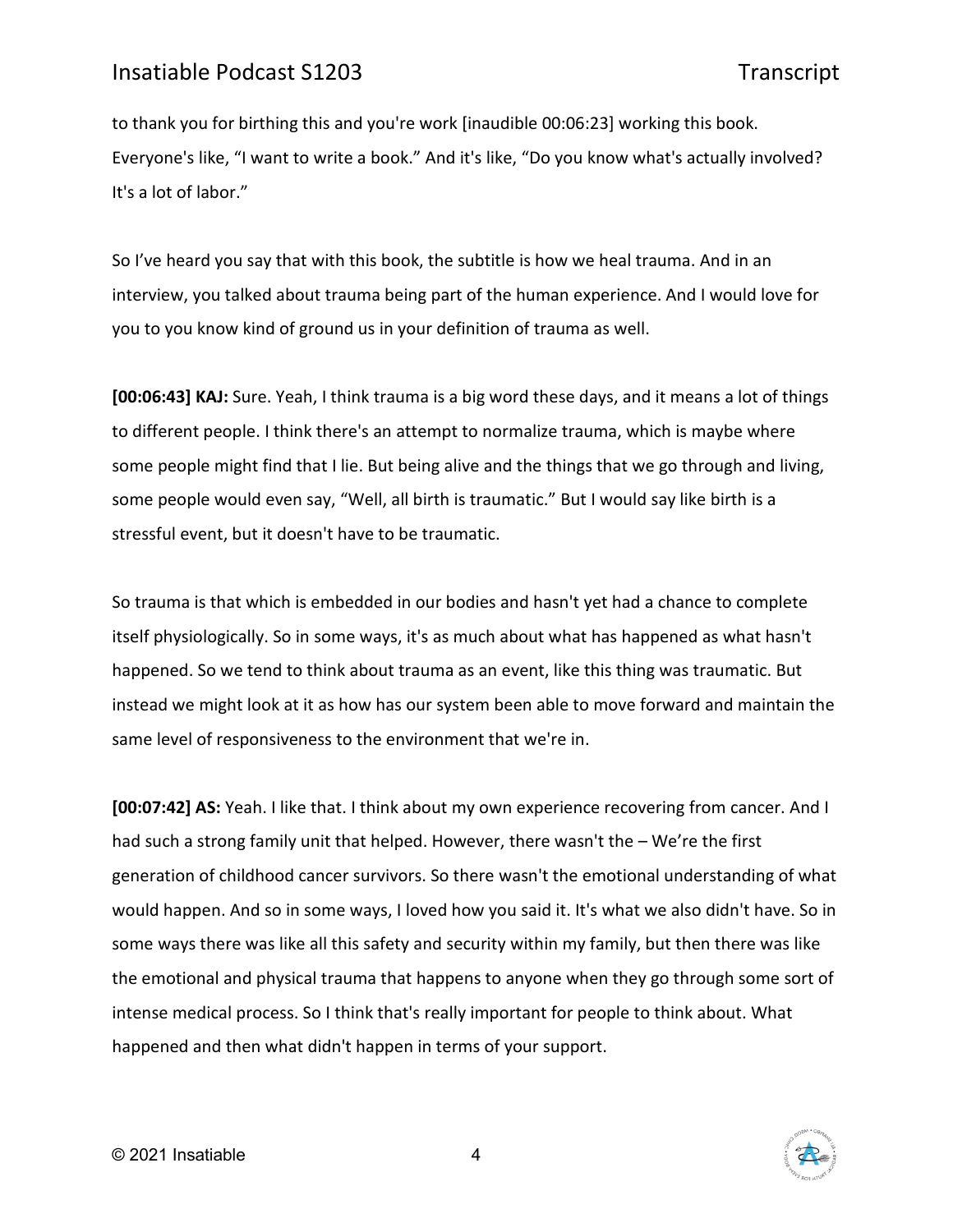to thank you for birthing this and you're work [inaudible 00:06:23] working this book. Everyone's like, "I want to write a book." And it's like, "Do you know what's actually involved? It's a lot of labor."

So I've heard you say that with this book, the subtitle is how we heal trauma. And in an interview, you talked about trauma being part of the human experience. And I would love for you to you know kind of ground us in your definition of trauma as well.

**[00:06:43] KAJ:** Sure. Yeah, I think trauma is a big word these days, and it means a lot of things to different people. I think there's an attempt to normalize trauma, which is maybe where some people might find that I lie. But being alive and the things that we go through and living, some people would even say, "Well, all birth is traumatic." But I would say like birth is a stressful event, but it doesn't have to be traumatic.

So trauma is that which is embedded in our bodies and hasn't yet had a chance to complete itself physiologically. So in some ways, it's as much about what has happened as what hasn't happened. So we tend to think about trauma as an event, like this thing was traumatic. But instead we might look at it as how has our system been able to move forward and maintain the same level of responsiveness to the environment that we're in.

**[00:07:42] AS:** Yeah. I like that. I think about my own experience recovering from cancer. And I had such a strong family unit that helped. However, there wasn't the – We're the first generation of childhood cancer survivors. So there wasn't the emotional understanding of what would happen. And so in some ways, I loved how you said it. It's what we also didn't have. So in some ways there was like all this safety and security within my family, but then there was like the emotional and physical trauma that happens to anyone when they go through some sort of intense medical process. So I think that's really important for people to think about. What happened and then what didn't happen in terms of your support.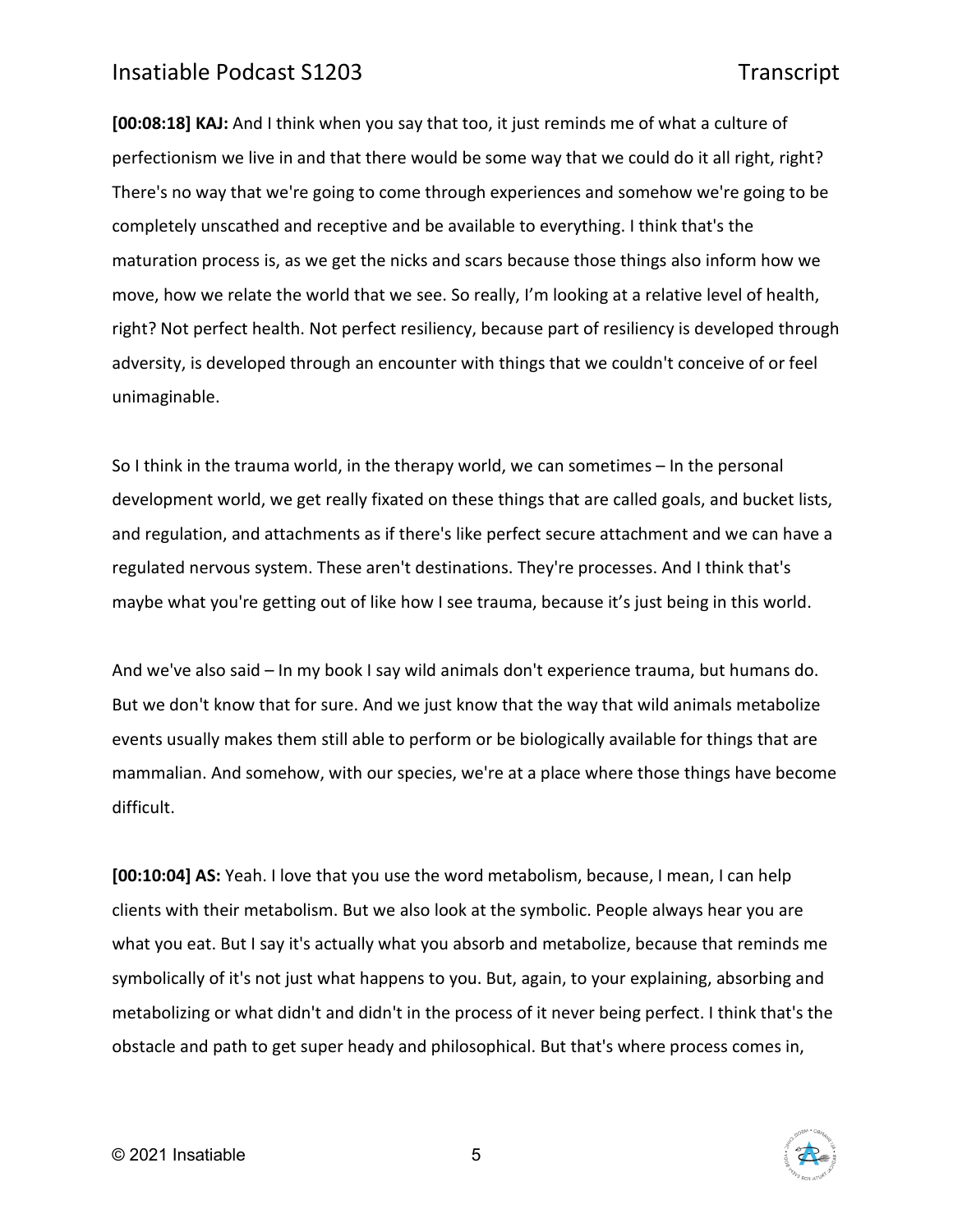**[00:08:18] KAJ:** And I think when you say that too, it just reminds me of what a culture of perfectionism we live in and that there would be some way that we could do it all right, right? There's no way that we're going to come through experiences and somehow we're going to be completely unscathed and receptive and be available to everything. I think that's the maturation process is, as we get the nicks and scars because those things also inform how we move, how we relate the world that we see. So really, I'm looking at a relative level of health, right? Not perfect health. Not perfect resiliency, because part of resiliency is developed through adversity, is developed through an encounter with things that we couldn't conceive of or feel unimaginable.

So I think in the trauma world, in the therapy world, we can sometimes – In the personal development world, we get really fixated on these things that are called goals, and bucket lists, and regulation, and attachments as if there's like perfect secure attachment and we can have a regulated nervous system. These aren't destinations. They're processes. And I think that's maybe what you're getting out of like how I see trauma, because it's just being in this world.

And we've also said – In my book I say wild animals don't experience trauma, but humans do. But we don't know that for sure. And we just know that the way that wild animals metabolize events usually makes them still able to perform or be biologically available for things that are mammalian. And somehow, with our species, we're at a place where those things have become difficult.

**[00:10:04] AS:** Yeah. I love that you use the word metabolism, because, I mean, I can help clients with their metabolism. But we also look at the symbolic. People always hear you are what you eat. But I say it's actually what you absorb and metabolize, because that reminds me symbolically of it's not just what happens to you. But, again, to your explaining, absorbing and metabolizing or what didn't and didn't in the process of it never being perfect. I think that's the obstacle and path to get super heady and philosophical. But that's where process comes in,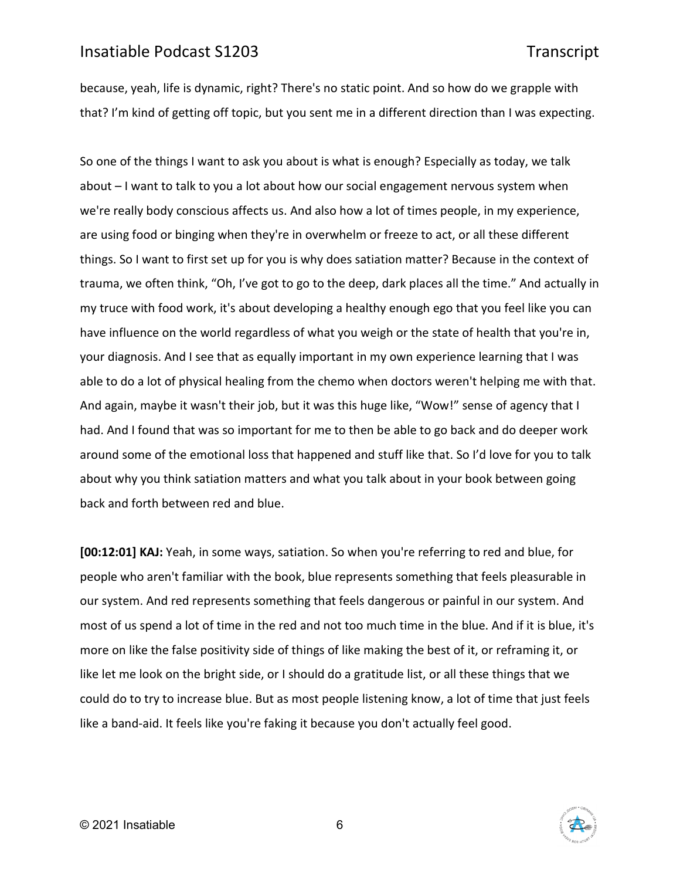because, yeah, life is dynamic, right? There's no static point. And so how do we grapple with that? I'm kind of getting off topic, but you sent me in a different direction than I was expecting.

So one of the things I want to ask you about is what is enough? Especially as today, we talk about – I want to talk to you a lot about how our social engagement nervous system when we're really body conscious affects us. And also how a lot of times people, in my experience, are using food or binging when they're in overwhelm or freeze to act, or all these different things. So I want to first set up for you is why does satiation matter? Because in the context of trauma, we often think, "Oh, I've got to go to the deep, dark places all the time." And actually in my truce with food work, it's about developing a healthy enough ego that you feel like you can have influence on the world regardless of what you weigh or the state of health that you're in, your diagnosis. And I see that as equally important in my own experience learning that I was able to do a lot of physical healing from the chemo when doctors weren't helping me with that. And again, maybe it wasn't their job, but it was this huge like, "Wow!" sense of agency that I had. And I found that was so important for me to then be able to go back and do deeper work around some of the emotional loss that happened and stuff like that. So I'd love for you to talk about why you think satiation matters and what you talk about in your book between going back and forth between red and blue.

**[00:12:01] KAJ:** Yeah, in some ways, satiation. So when you're referring to red and blue, for people who aren't familiar with the book, blue represents something that feels pleasurable in our system. And red represents something that feels dangerous or painful in our system. And most of us spend a lot of time in the red and not too much time in the blue. And if it is blue, it's more on like the false positivity side of things of like making the best of it, or reframing it, or like let me look on the bright side, or I should do a gratitude list, or all these things that we could do to try to increase blue. But as most people listening know, a lot of time that just feels like a band-aid. It feels like you're faking it because you don't actually feel good.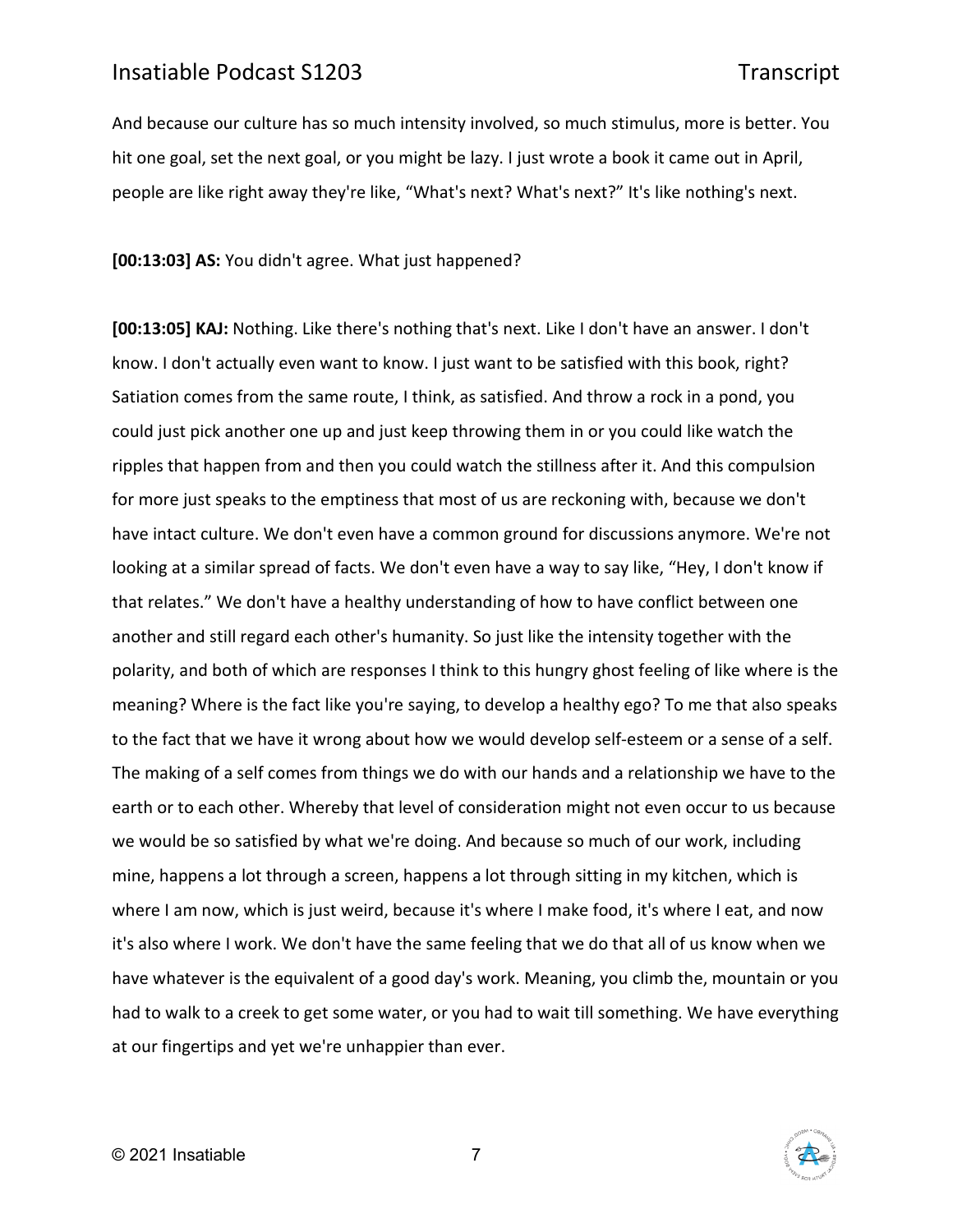And because our culture has so much intensity involved, so much stimulus, more is better. You hit one goal, set the next goal, or you might be lazy. I just wrote a book it came out in April, people are like right away they're like, "What's next? What's next?" It's like nothing's next.

**[00:13:03] AS:** You didn't agree. What just happened?

**[00:13:05] KAJ:** Nothing. Like there's nothing that's next. Like I don't have an answer. I don't know. I don't actually even want to know. I just want to be satisfied with this book, right? Satiation comes from the same route, I think, as satisfied. And throw a rock in a pond, you could just pick another one up and just keep throwing them in or you could like watch the ripples that happen from and then you could watch the stillness after it. And this compulsion for more just speaks to the emptiness that most of us are reckoning with, because we don't have intact culture. We don't even have a common ground for discussions anymore. We're not looking at a similar spread of facts. We don't even have a way to say like, "Hey, I don't know if that relates." We don't have a healthy understanding of how to have conflict between one another and still regard each other's humanity. So just like the intensity together with the polarity, and both of which are responses I think to this hungry ghost feeling of like where is the meaning? Where is the fact like you're saying, to develop a healthy ego? To me that also speaks to the fact that we have it wrong about how we would develop self-esteem or a sense of a self. The making of a self comes from things we do with our hands and a relationship we have to the earth or to each other. Whereby that level of consideration might not even occur to us because we would be so satisfied by what we're doing. And because so much of our work, including mine, happens a lot through a screen, happens a lot through sitting in my kitchen, which is where I am now, which is just weird, because it's where I make food, it's where I eat, and now it's also where I work. We don't have the same feeling that we do that all of us know when we have whatever is the equivalent of a good day's work. Meaning, you climb the, mountain or you had to walk to a creek to get some water, or you had to wait till something. We have everything at our fingertips and yet we're unhappier than ever.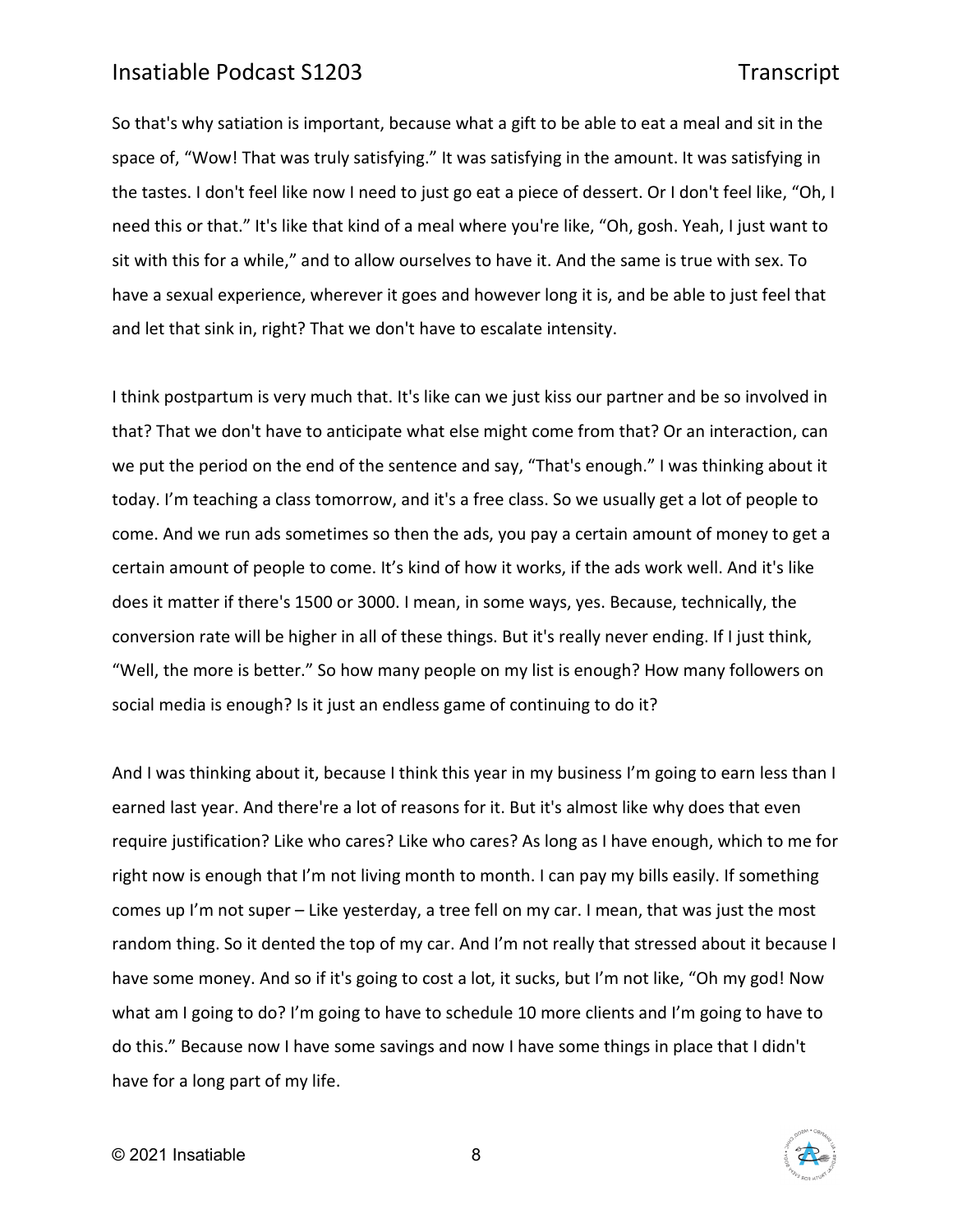So that's why satiation is important, because what a gift to be able to eat a meal and sit in the space of, "Wow! That was truly satisfying." It was satisfying in the amount. It was satisfying in the tastes. I don't feel like now I need to just go eat a piece of dessert. Or I don't feel like, "Oh, I need this or that." It's like that kind of a meal where you're like, "Oh, gosh. Yeah, I just want to sit with this for a while," and to allow ourselves to have it. And the same is true with sex. To have a sexual experience, wherever it goes and however long it is, and be able to just feel that and let that sink in, right? That we don't have to escalate intensity.

I think postpartum is very much that. It's like can we just kiss our partner and be so involved in that? That we don't have to anticipate what else might come from that? Or an interaction, can we put the period on the end of the sentence and say, "That's enough." I was thinking about it today. I'm teaching a class tomorrow, and it's a free class. So we usually get a lot of people to come. And we run ads sometimes so then the ads, you pay a certain amount of money to get a certain amount of people to come. It's kind of how it works, if the ads work well. And it's like does it matter if there's 1500 or 3000. I mean, in some ways, yes. Because, technically, the conversion rate will be higher in all of these things. But it's really never ending. If I just think, "Well, the more is better." So how many people on my list is enough? How many followers on social media is enough? Is it just an endless game of continuing to do it?

And I was thinking about it, because I think this year in my business I'm going to earn less than I earned last year. And there're a lot of reasons for it. But it's almost like why does that even require justification? Like who cares? Like who cares? As long as I have enough, which to me for right now is enough that I'm not living month to month. I can pay my bills easily. If something comes up I'm not super – Like yesterday, a tree fell on my car. I mean, that was just the most random thing. So it dented the top of my car. And I'm not really that stressed about it because I have some money. And so if it's going to cost a lot, it sucks, but I'm not like, "Oh my god! Now what am I going to do? I'm going to have to schedule 10 more clients and I'm going to have to do this." Because now I have some savings and now I have some things in place that I didn't have for a long part of my life.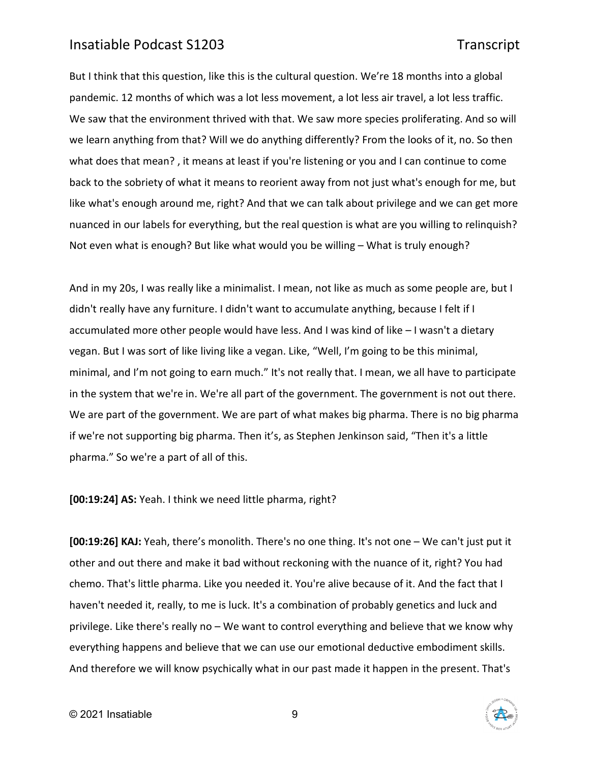But I think that this question, like this is the cultural question. We're 18 months into a global pandemic. 12 months of which was a lot less movement, a lot less air travel, a lot less traffic. We saw that the environment thrived with that. We saw more species proliferating. And so will we learn anything from that? Will we do anything differently? From the looks of it, no. So then what does that mean? , it means at least if you're listening or you and I can continue to come back to the sobriety of what it means to reorient away from not just what's enough for me, but like what's enough around me, right? And that we can talk about privilege and we can get more nuanced in our labels for everything, but the real question is what are you willing to relinquish? Not even what is enough? But like what would you be willing – What is truly enough?

And in my 20s, I was really like a minimalist. I mean, not like as much as some people are, but I didn't really have any furniture. I didn't want to accumulate anything, because I felt if I accumulated more other people would have less. And I was kind of like – I wasn't a dietary vegan. But I was sort of like living like a vegan. Like, "Well, I'm going to be this minimal, minimal, and I'm not going to earn much." It's not really that. I mean, we all have to participate in the system that we're in. We're all part of the government. The government is not out there. We are part of the government. We are part of what makes big pharma. There is no big pharma if we're not supporting big pharma. Then it's, as Stephen Jenkinson said, "Then it's a little pharma." So we're a part of all of this.

**[00:19:24] AS:** Yeah. I think we need little pharma, right?

**[00:19:26] KAJ:** Yeah, there's monolith. There's no one thing. It's not one – We can't just put it other and out there and make it bad without reckoning with the nuance of it, right? You had chemo. That's little pharma. Like you needed it. You're alive because of it. And the fact that I haven't needed it, really, to me is luck. It's a combination of probably genetics and luck and privilege. Like there's really no – We want to control everything and believe that we know why everything happens and believe that we can use our emotional deductive embodiment skills. And therefore we will know psychically what in our past made it happen in the present. That's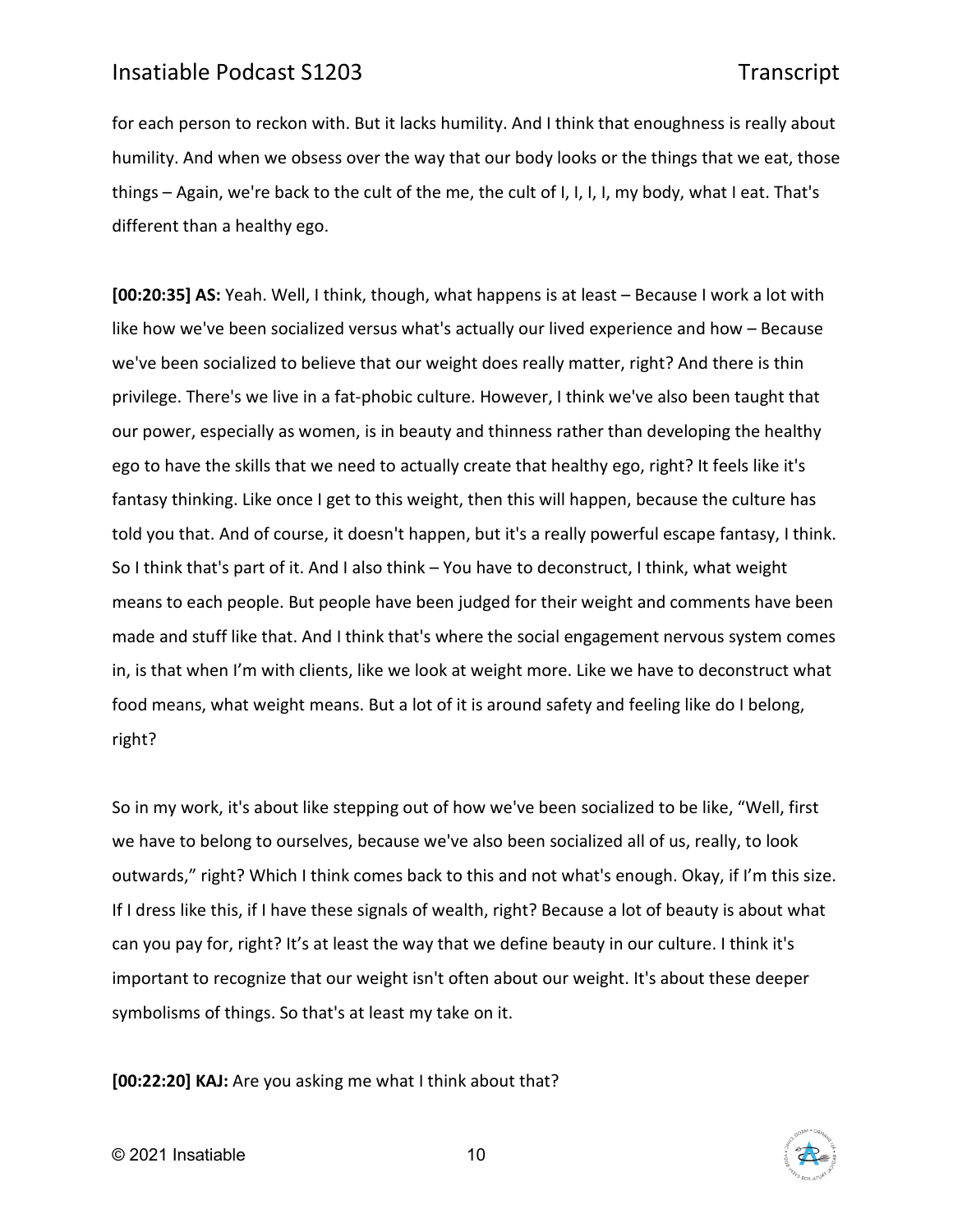for each person to reckon with. But it lacks humility. And I think that enoughness is really about humility. And when we obsess over the way that our body looks or the things that we eat, those things – Again, we're back to the cult of the me, the cult of I, I, I, I, my body, what I eat. That's different than a healthy ego.

**[00:20:35] AS:** Yeah. Well, I think, though, what happens is at least – Because I work a lot with like how we've been socialized versus what's actually our lived experience and how – Because we've been socialized to believe that our weight does really matter, right? And there is thin privilege. There's we live in a fat-phobic culture. However, I think we've also been taught that our power, especially as women, is in beauty and thinness rather than developing the healthy ego to have the skills that we need to actually create that healthy ego, right? It feels like it's fantasy thinking. Like once I get to this weight, then this will happen, because the culture has told you that. And of course, it doesn't happen, but it's a really powerful escape fantasy, I think. So I think that's part of it. And I also think – You have to deconstruct, I think, what weight means to each people. But people have been judged for their weight and comments have been made and stuff like that. And I think that's where the social engagement nervous system comes in, is that when I'm with clients, like we look at weight more. Like we have to deconstruct what food means, what weight means. But a lot of it is around safety and feeling like do I belong, right?

So in my work, it's about like stepping out of how we've been socialized to be like, "Well, first we have to belong to ourselves, because we've also been socialized all of us, really, to look outwards," right? Which I think comes back to this and not what's enough. Okay, if I'm this size. If I dress like this, if I have these signals of wealth, right? Because a lot of beauty is about what can you pay for, right? It's at least the way that we define beauty in our culture. I think it's important to recognize that our weight isn't often about our weight. It's about these deeper symbolisms of things. So that's at least my take on it.

**[00:22:20] KAJ:** Are you asking me what I think about that?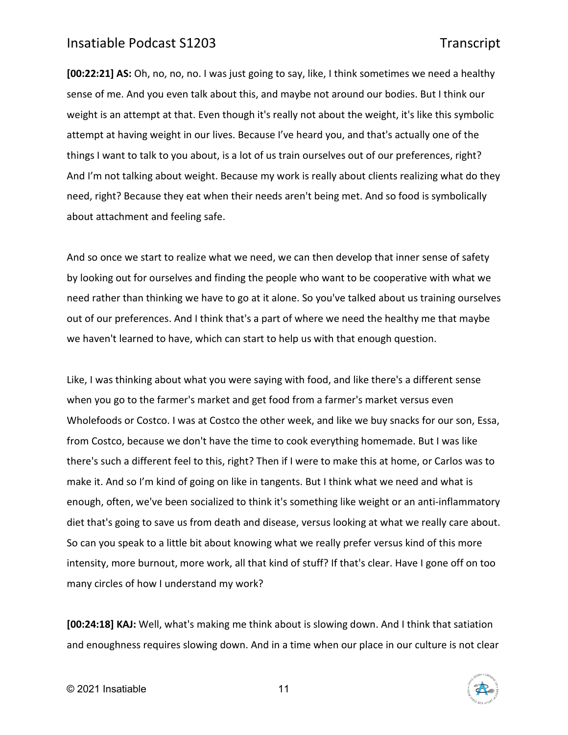**[00:22:21] AS:** Oh, no, no, no. I was just going to say, like, I think sometimes we need a healthy sense of me. And you even talk about this, and maybe not around our bodies. But I think our weight is an attempt at that. Even though it's really not about the weight, it's like this symbolic attempt at having weight in our lives. Because I've heard you, and that's actually one of the things I want to talk to you about, is a lot of us train ourselves out of our preferences, right? And I'm not talking about weight. Because my work is really about clients realizing what do they need, right? Because they eat when their needs aren't being met. And so food is symbolically about attachment and feeling safe.

And so once we start to realize what we need, we can then develop that inner sense of safety by looking out for ourselves and finding the people who want to be cooperative with what we need rather than thinking we have to go at it alone. So you've talked about us training ourselves out of our preferences. And I think that's a part of where we need the healthy me that maybe we haven't learned to have, which can start to help us with that enough question.

Like, I was thinking about what you were saying with food, and like there's a different sense when you go to the farmer's market and get food from a farmer's market versus even Wholefoods or Costco. I was at Costco the other week, and like we buy snacks for our son, Essa, from Costco, because we don't have the time to cook everything homemade. But I was like there's such a different feel to this, right? Then if I were to make this at home, or Carlos was to make it. And so I'm kind of going on like in tangents. But I think what we need and what is enough, often, we've been socialized to think it's something like weight or an anti-inflammatory diet that's going to save us from death and disease, versus looking at what we really care about. So can you speak to a little bit about knowing what we really prefer versus kind of this more intensity, more burnout, more work, all that kind of stuff? If that's clear. Have I gone off on too many circles of how I understand my work?

**[00:24:18] KAJ:** Well, what's making me think about is slowing down. And I think that satiation and enoughness requires slowing down. And in a time when our place in our culture is not clear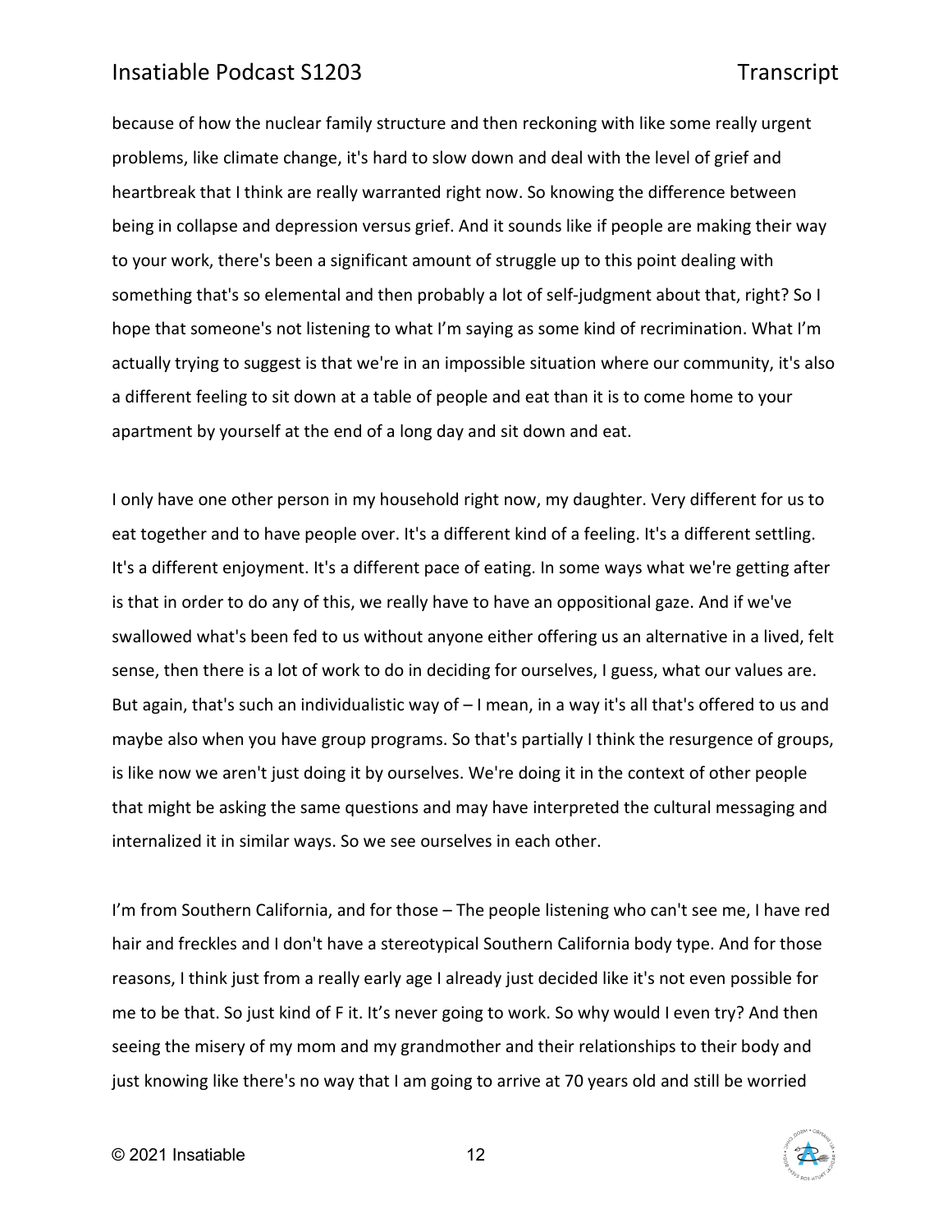because of how the nuclear family structure and then reckoning with like some really urgent problems, like climate change, it's hard to slow down and deal with the level of grief and heartbreak that I think are really warranted right now. So knowing the difference between being in collapse and depression versus grief. And it sounds like if people are making their way to your work, there's been a significant amount of struggle up to this point dealing with something that's so elemental and then probably a lot of self-judgment about that, right? So I hope that someone's not listening to what I'm saying as some kind of recrimination. What I'm actually trying to suggest is that we're in an impossible situation where our community, it's also a different feeling to sit down at a table of people and eat than it is to come home to your apartment by yourself at the end of a long day and sit down and eat.

I only have one other person in my household right now, my daughter. Very different for us to eat together and to have people over. It's a different kind of a feeling. It's a different settling. It's a different enjoyment. It's a different pace of eating. In some ways what we're getting after is that in order to do any of this, we really have to have an oppositional gaze. And if we've swallowed what's been fed to us without anyone either offering us an alternative in a lived, felt sense, then there is a lot of work to do in deciding for ourselves, I guess, what our values are. But again, that's such an individualistic way of – I mean, in a way it's all that's offered to us and maybe also when you have group programs. So that's partially I think the resurgence of groups, is like now we aren't just doing it by ourselves. We're doing it in the context of other people that might be asking the same questions and may have interpreted the cultural messaging and internalized it in similar ways. So we see ourselves in each other.

I'm from Southern California, and for those – The people listening who can't see me, I have red hair and freckles and I don't have a stereotypical Southern California body type. And for those reasons, I think just from a really early age I already just decided like it's not even possible for me to be that. So just kind of F it. It's never going to work. So why would I even try? And then seeing the misery of my mom and my grandmother and their relationships to their body and just knowing like there's no way that I am going to arrive at 70 years old and still be worried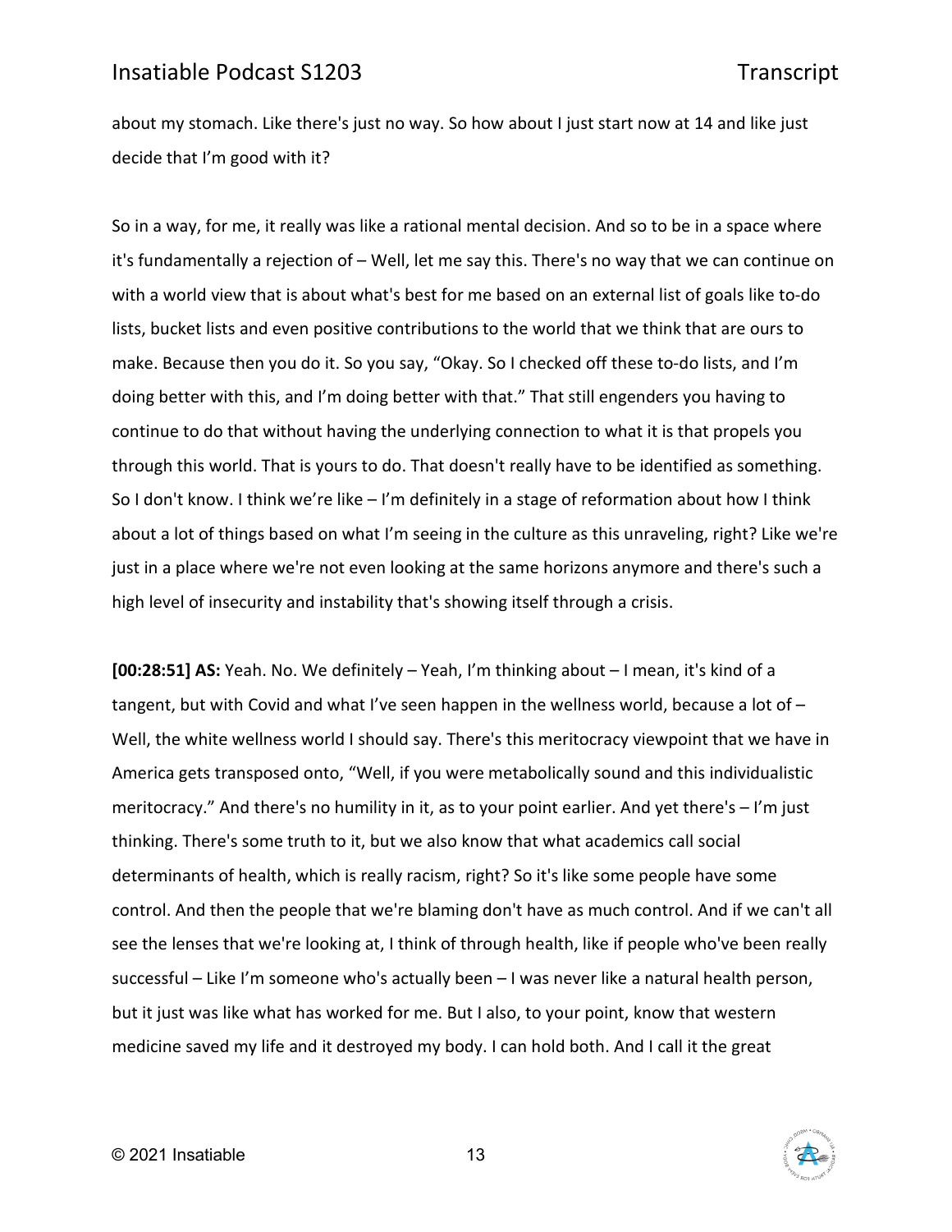about my stomach. Like there's just no way. So how about I just start now at 14 and like just decide that I'm good with it?

So in a way, for me, it really was like a rational mental decision. And so to be in a space where it's fundamentally a rejection of – Well, let me say this. There's no way that we can continue on with a world view that is about what's best for me based on an external list of goals like to-do lists, bucket lists and even positive contributions to the world that we think that are ours to make. Because then you do it. So you say, "Okay. So I checked off these to-do lists, and I'm doing better with this, and I'm doing better with that." That still engenders you having to continue to do that without having the underlying connection to what it is that propels you through this world. That is yours to do. That doesn't really have to be identified as something. So I don't know. I think we're like – I'm definitely in a stage of reformation about how I think about a lot of things based on what I'm seeing in the culture as this unraveling, right? Like we're just in a place where we're not even looking at the same horizons anymore and there's such a high level of insecurity and instability that's showing itself through a crisis.

**[00:28:51] AS:** Yeah. No. We definitely – Yeah, I'm thinking about – I mean, it's kind of a tangent, but with Covid and what I've seen happen in the wellness world, because a lot of – Well, the white wellness world I should say. There's this meritocracy viewpoint that we have in America gets transposed onto, "Well, if you were metabolically sound and this individualistic meritocracy." And there's no humility in it, as to your point earlier. And yet there's – I'm just thinking. There's some truth to it, but we also know that what academics call social determinants of health, which is really racism, right? So it's like some people have some control. And then the people that we're blaming don't have as much control. And if we can't all see the lenses that we're looking at, I think of through health, like if people who've been really successful – Like I'm someone who's actually been – I was never like a natural health person, but it just was like what has worked for me. But I also, to your point, know that western medicine saved my life and it destroyed my body. I can hold both. And I call it the great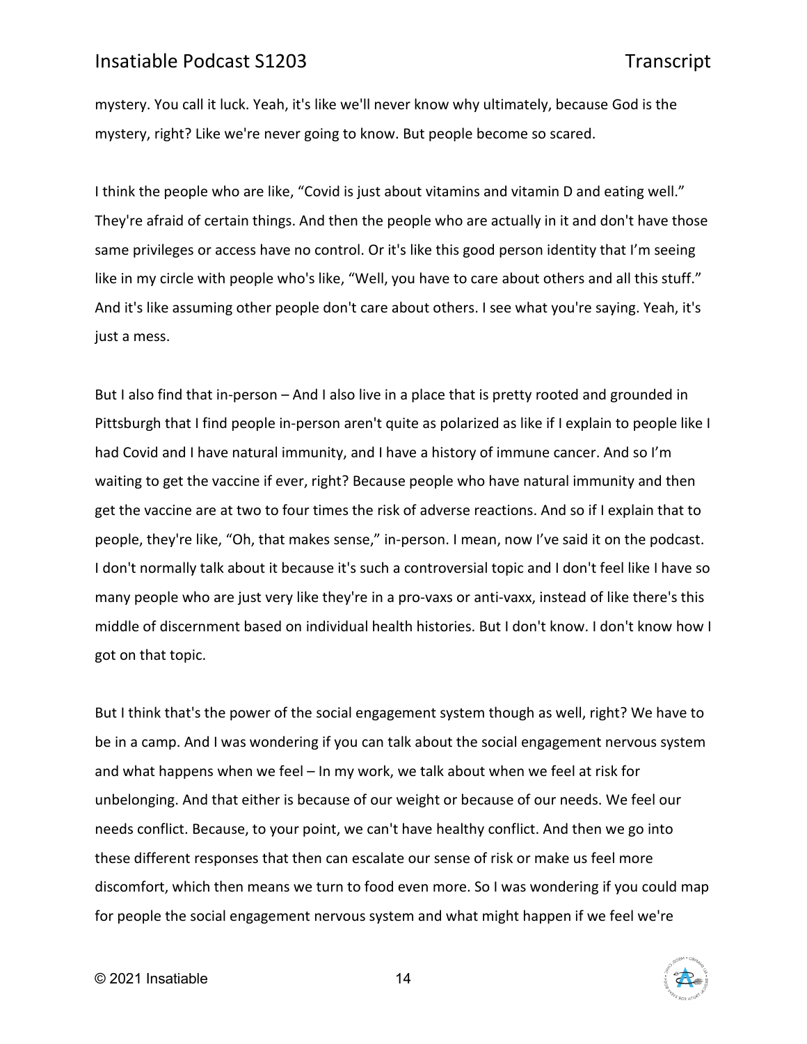mystery. You call it luck. Yeah, it's like we'll never know why ultimately, because God is the mystery, right? Like we're never going to know. But people become so scared.

I think the people who are like, "Covid is just about vitamins and vitamin D and eating well." They're afraid of certain things. And then the people who are actually in it and don't have those same privileges or access have no control. Or it's like this good person identity that I'm seeing like in my circle with people who's like, "Well, you have to care about others and all this stuff." And it's like assuming other people don't care about others. I see what you're saying. Yeah, it's just a mess.

But I also find that in-person – And I also live in a place that is pretty rooted and grounded in Pittsburgh that I find people in-person aren't quite as polarized as like if I explain to people like I had Covid and I have natural immunity, and I have a history of immune cancer. And so I'm waiting to get the vaccine if ever, right? Because people who have natural immunity and then get the vaccine are at two to four times the risk of adverse reactions. And so if I explain that to people, they're like, "Oh, that makes sense," in-person. I mean, now I've said it on the podcast. I don't normally talk about it because it's such a controversial topic and I don't feel like I have so many people who are just very like they're in a pro-vaxs or anti-vaxx, instead of like there's this middle of discernment based on individual health histories. But I don't know. I don't know how I got on that topic.

But I think that's the power of the social engagement system though as well, right? We have to be in a camp. And I was wondering if you can talk about the social engagement nervous system and what happens when we feel – In my work, we talk about when we feel at risk for unbelonging. And that either is because of our weight or because of our needs. We feel our needs conflict. Because, to your point, we can't have healthy conflict. And then we go into these different responses that then can escalate our sense of risk or make us feel more discomfort, which then means we turn to food even more. So I was wondering if you could map for people the social engagement nervous system and what might happen if we feel we're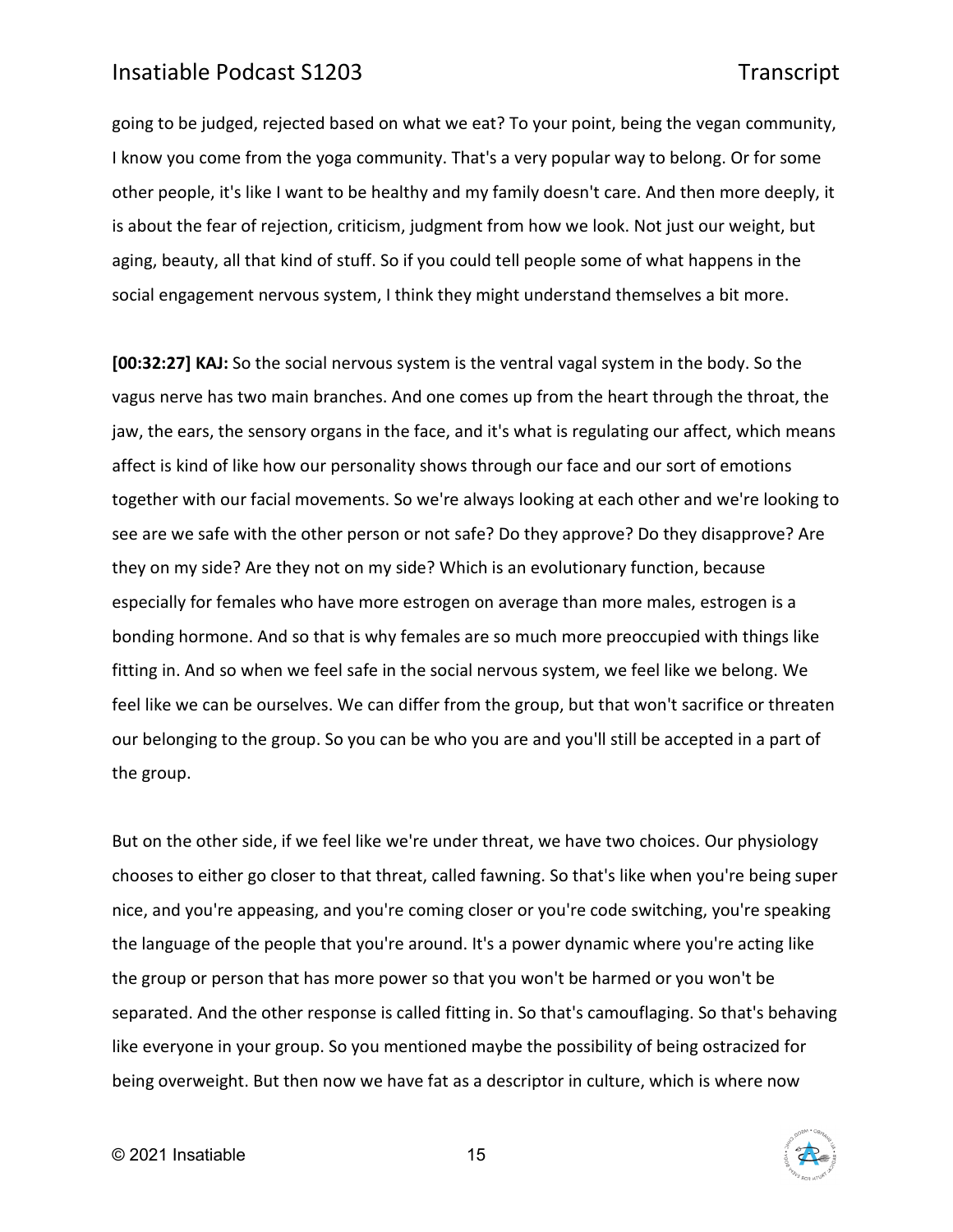going to be judged, rejected based on what we eat? To your point, being the vegan community, I know you come from the yoga community. That's a very popular way to belong. Or for some other people, it's like I want to be healthy and my family doesn't care. And then more deeply, it is about the fear of rejection, criticism, judgment from how we look. Not just our weight, but aging, beauty, all that kind of stuff. So if you could tell people some of what happens in the social engagement nervous system, I think they might understand themselves a bit more.

**[00:32:27] KAJ:** So the social nervous system is the ventral vagal system in the body. So the vagus nerve has two main branches. And one comes up from the heart through the throat, the jaw, the ears, the sensory organs in the face, and it's what is regulating our affect, which means affect is kind of like how our personality shows through our face and our sort of emotions together with our facial movements. So we're always looking at each other and we're looking to see are we safe with the other person or not safe? Do they approve? Do they disapprove? Are they on my side? Are they not on my side? Which is an evolutionary function, because especially for females who have more estrogen on average than more males, estrogen is a bonding hormone. And so that is why females are so much more preoccupied with things like fitting in. And so when we feel safe in the social nervous system, we feel like we belong. We feel like we can be ourselves. We can differ from the group, but that won't sacrifice or threaten our belonging to the group. So you can be who you are and you'll still be accepted in a part of the group.

But on the other side, if we feel like we're under threat, we have two choices. Our physiology chooses to either go closer to that threat, called fawning. So that's like when you're being super nice, and you're appeasing, and you're coming closer or you're code switching, you're speaking the language of the people that you're around. It's a power dynamic where you're acting like the group or person that has more power so that you won't be harmed or you won't be separated. And the other response is called fitting in. So that's camouflaging. So that's behaving like everyone in your group. So you mentioned maybe the possibility of being ostracized for being overweight. But then now we have fat as a descriptor in culture, which is where now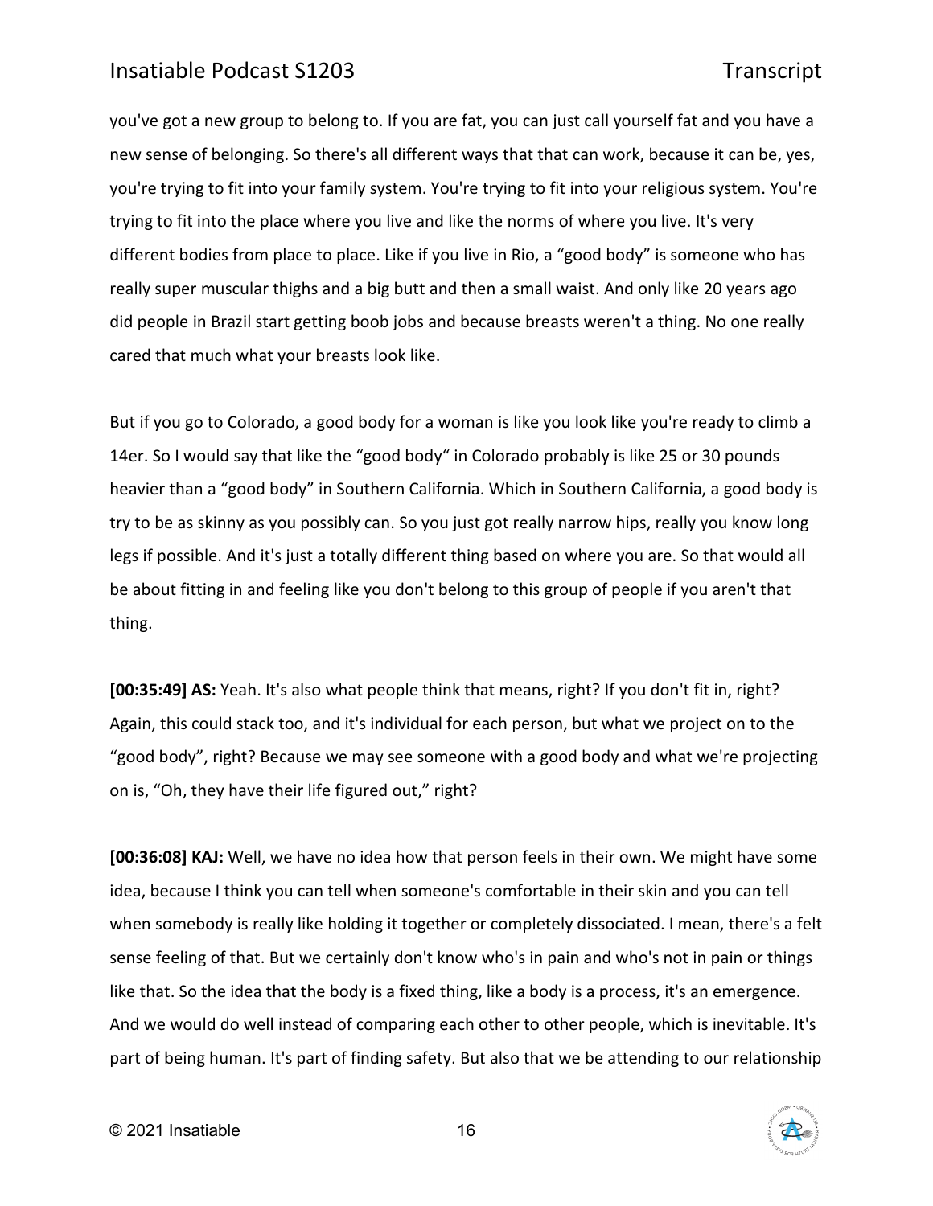you've got a new group to belong to. If you are fat, you can just call yourself fat and you have a new sense of belonging. So there's all different ways that that can work, because it can be, yes, you're trying to fit into your family system. You're trying to fit into your religious system. You're trying to fit into the place where you live and like the norms of where you live. It's very different bodies from place to place. Like if you live in Rio, a "good body" is someone who has really super muscular thighs and a big butt and then a small waist. And only like 20 years ago did people in Brazil start getting boob jobs and because breasts weren't a thing. No one really cared that much what your breasts look like.

But if you go to Colorado, a good body for a woman is like you look like you're ready to climb a 14er. So I would say that like the "good body" in Colorado probably is like 25 or 30 pounds heavier than a "good body" in Southern California. Which in Southern California, a good body is try to be as skinny as you possibly can. So you just got really narrow hips, really you know long legs if possible. And it's just a totally different thing based on where you are. So that would all be about fitting in and feeling like you don't belong to this group of people if you aren't that thing.

**[00:35:49] AS:** Yeah. It's also what people think that means, right? If you don't fit in, right? Again, this could stack too, and it's individual for each person, but what we project on to the "good body", right? Because we may see someone with a good body and what we're projecting on is, "Oh, they have their life figured out," right?

**[00:36:08] KAJ:** Well, we have no idea how that person feels in their own. We might have some idea, because I think you can tell when someone's comfortable in their skin and you can tell when somebody is really like holding it together or completely dissociated. I mean, there's a felt sense feeling of that. But we certainly don't know who's in pain and who's not in pain or things like that. So the idea that the body is a fixed thing, like a body is a process, it's an emergence. And we would do well instead of comparing each other to other people, which is inevitable. It's part of being human. It's part of finding safety. But also that we be attending to our relationship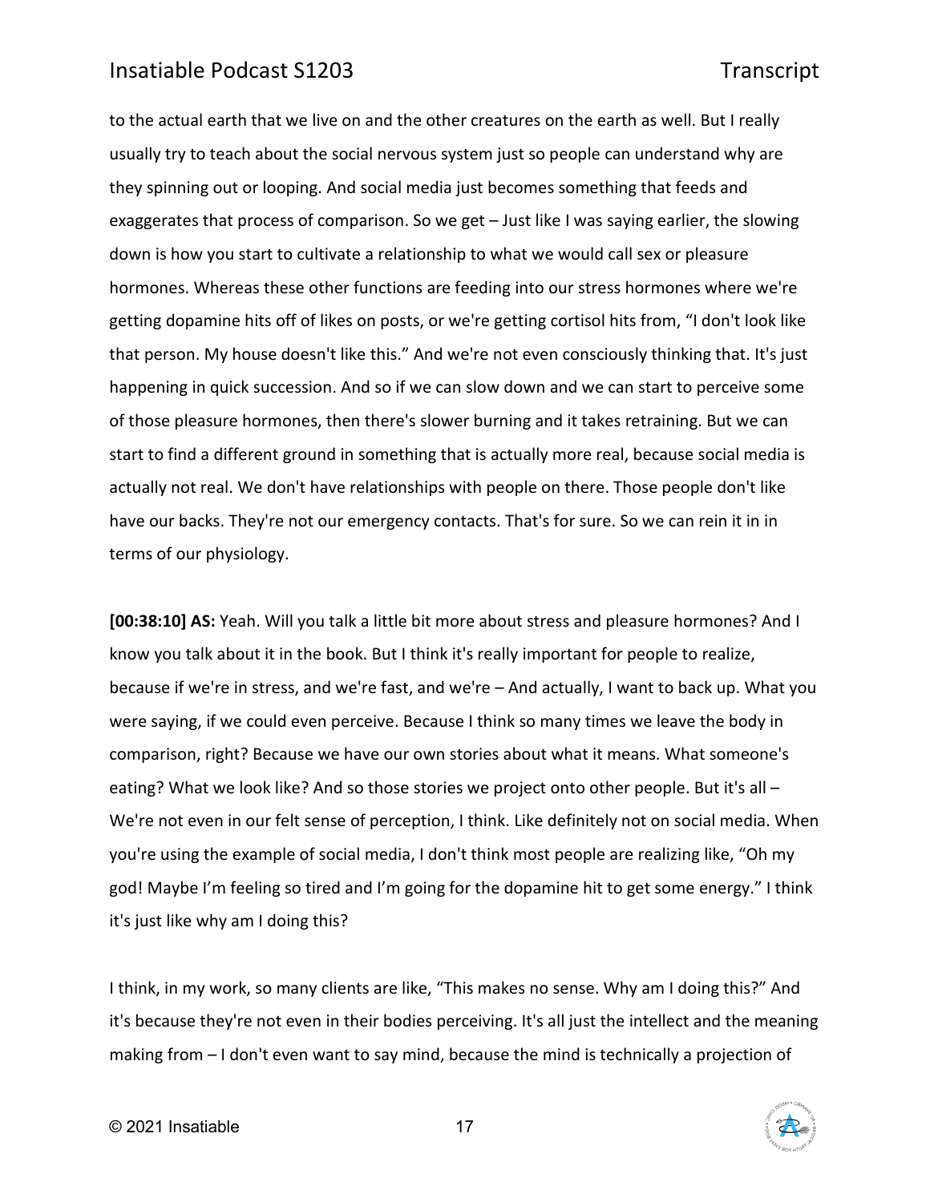to the actual earth that we live on and the other creatures on the earth as well. But I really usually try to teach about the social nervous system just so people can understand why are they spinning out or looping. And social media just becomes something that feeds and exaggerates that process of comparison. So we get – Just like I was saying earlier, the slowing down is how you start to cultivate a relationship to what we would call sex or pleasure hormones. Whereas these other functions are feeding into our stress hormones where we're getting dopamine hits off of likes on posts, or we're getting cortisol hits from, "I don't look like that person. My house doesn't like this." And we're not even consciously thinking that. It's just happening in quick succession. And so if we can slow down and we can start to perceive some of those pleasure hormones, then there's slower burning and it takes retraining. But we can start to find a different ground in something that is actually more real, because social media is actually not real. We don't have relationships with people on there. Those people don't like have our backs. They're not our emergency contacts. That's for sure. So we can rein it in in terms of our physiology.

**[00:38:10] AS:** Yeah. Will you talk a little bit more about stress and pleasure hormones? And I know you talk about it in the book. But I think it's really important for people to realize, because if we're in stress, and we're fast, and we're – And actually, I want to back up. What you were saying, if we could even perceive. Because I think so many times we leave the body in comparison, right? Because we have our own stories about what it means. What someone's eating? What we look like? And so those stories we project onto other people. But it's all – We're not even in our felt sense of perception, I think. Like definitely not on social media. When you're using the example of social media, I don't think most people are realizing like, "Oh my god! Maybe I'm feeling so tired and I'm going for the dopamine hit to get some energy." I think it's just like why am I doing this?

I think, in my work, so many clients are like, "This makes no sense. Why am I doing this?" And it's because they're not even in their bodies perceiving. It's all just the intellect and the meaning making from – I don't even want to say mind, because the mind is technically a projection of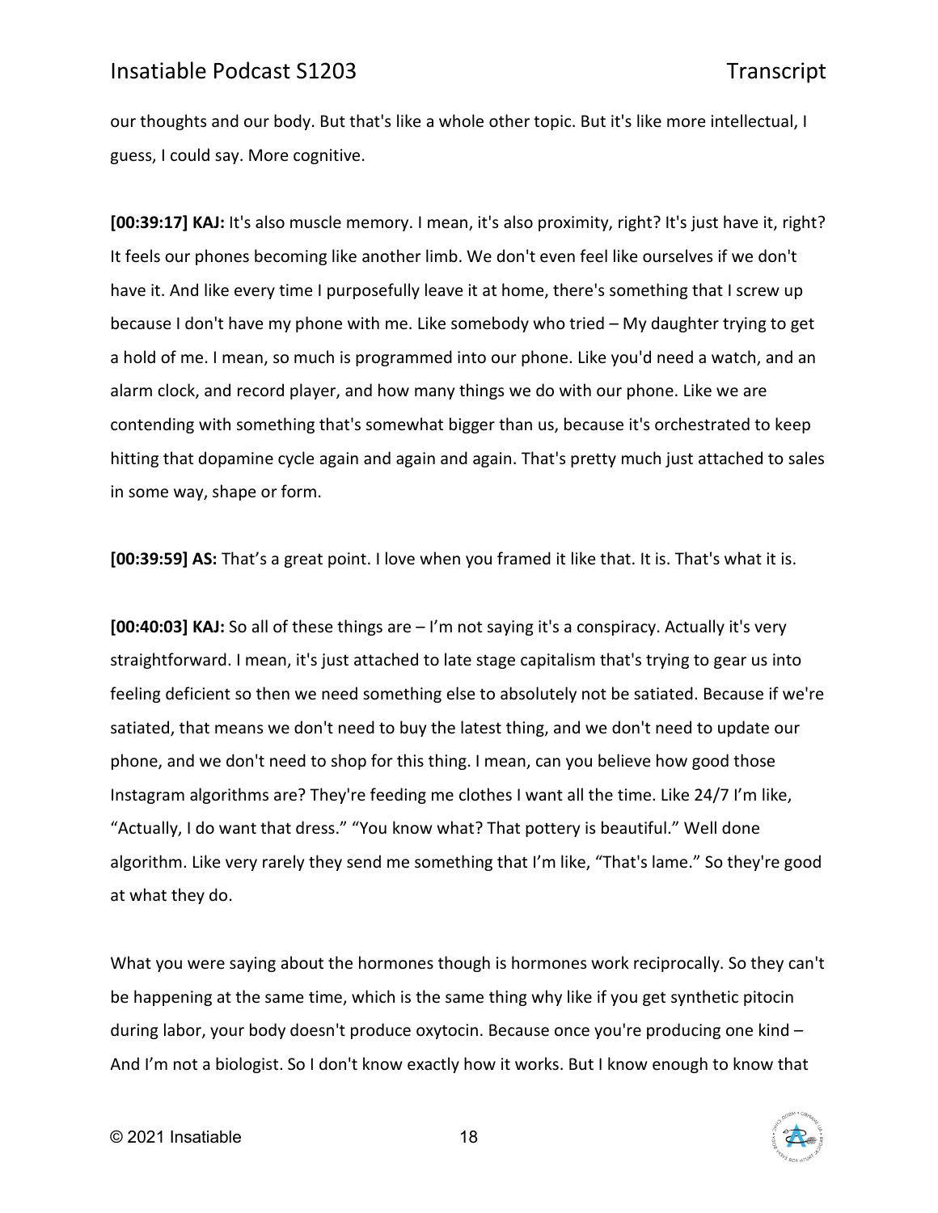our thoughts and our body. But that's like a whole other topic. But it's like more intellectual, I guess, I could say. More cognitive.

**[00:39:17] KAJ:** It's also muscle memory. I mean, it's also proximity, right? It's just have it, right? It feels our phones becoming like another limb. We don't even feel like ourselves if we don't have it. And like every time I purposefully leave it at home, there's something that I screw up because I don't have my phone with me. Like somebody who tried – My daughter trying to get a hold of me. I mean, so much is programmed into our phone. Like you'd need a watch, and an alarm clock, and record player, and how many things we do with our phone. Like we are contending with something that's somewhat bigger than us, because it's orchestrated to keep hitting that dopamine cycle again and again and again. That's pretty much just attached to sales in some way, shape or form.

**[00:39:59] AS:** That's a great point. I love when you framed it like that. It is. That's what it is.

**[00:40:03] KAJ:** So all of these things are – I'm not saying it's a conspiracy. Actually it's very straightforward. I mean, it's just attached to late stage capitalism that's trying to gear us into feeling deficient so then we need something else to absolutely not be satiated. Because if we're satiated, that means we don't need to buy the latest thing, and we don't need to update our phone, and we don't need to shop for this thing. I mean, can you believe how good those Instagram algorithms are? They're feeding me clothes I want all the time. Like 24/7 I'm like, "Actually, I do want that dress." "You know what? That pottery is beautiful." Well done algorithm. Like very rarely they send me something that I'm like, "That's lame." So they're good at what they do.

What you were saying about the hormones though is hormones work reciprocally. So they can't be happening at the same time, which is the same thing why like if you get synthetic pitocin during labor, your body doesn't produce oxytocin. Because once you're producing one kind – And I'm not a biologist. So I don't know exactly how it works. But I know enough to know that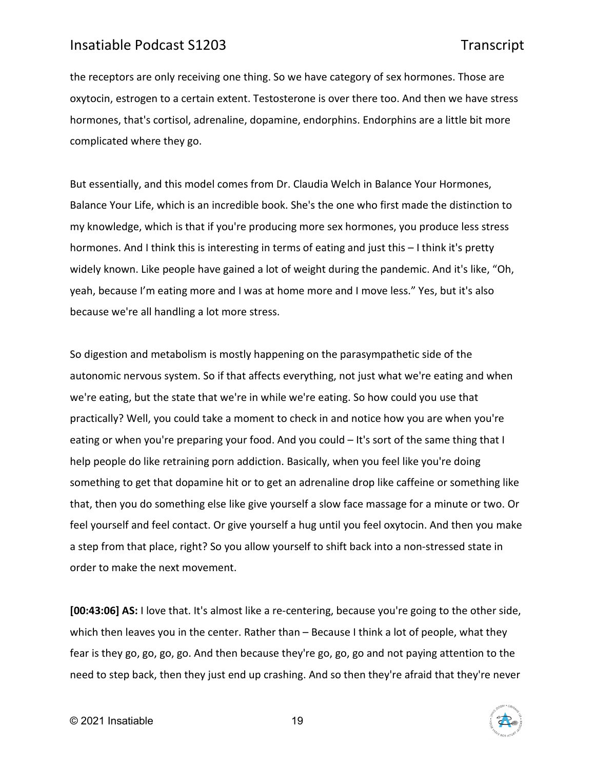the receptors are only receiving one thing. So we have category of sex hormones. Those are oxytocin, estrogen to a certain extent. Testosterone is over there too. And then we have stress hormones, that's cortisol, adrenaline, dopamine, endorphins. Endorphins are a little bit more complicated where they go.

But essentially, and this model comes from Dr. Claudia Welch in Balance Your Hormones, Balance Your Life, which is an incredible book. She's the one who first made the distinction to my knowledge, which is that if you're producing more sex hormones, you produce less stress hormones. And I think this is interesting in terms of eating and just this – I think it's pretty widely known. Like people have gained a lot of weight during the pandemic. And it's like, "Oh, yeah, because I'm eating more and I was at home more and I move less." Yes, but it's also because we're all handling a lot more stress.

So digestion and metabolism is mostly happening on the parasympathetic side of the autonomic nervous system. So if that affects everything, not just what we're eating and when we're eating, but the state that we're in while we're eating. So how could you use that practically? Well, you could take a moment to check in and notice how you are when you're eating or when you're preparing your food. And you could – It's sort of the same thing that I help people do like retraining porn addiction. Basically, when you feel like you're doing something to get that dopamine hit or to get an adrenaline drop like caffeine or something like that, then you do something else like give yourself a slow face massage for a minute or two. Or feel yourself and feel contact. Or give yourself a hug until you feel oxytocin. And then you make a step from that place, right? So you allow yourself to shift back into a non-stressed state in order to make the next movement.

**[00:43:06] AS:** I love that. It's almost like a re-centering, because you're going to the other side, which then leaves you in the center. Rather than – Because I think a lot of people, what they fear is they go, go, go, go. And then because they're go, go, go and not paying attention to the need to step back, then they just end up crashing. And so then they're afraid that they're never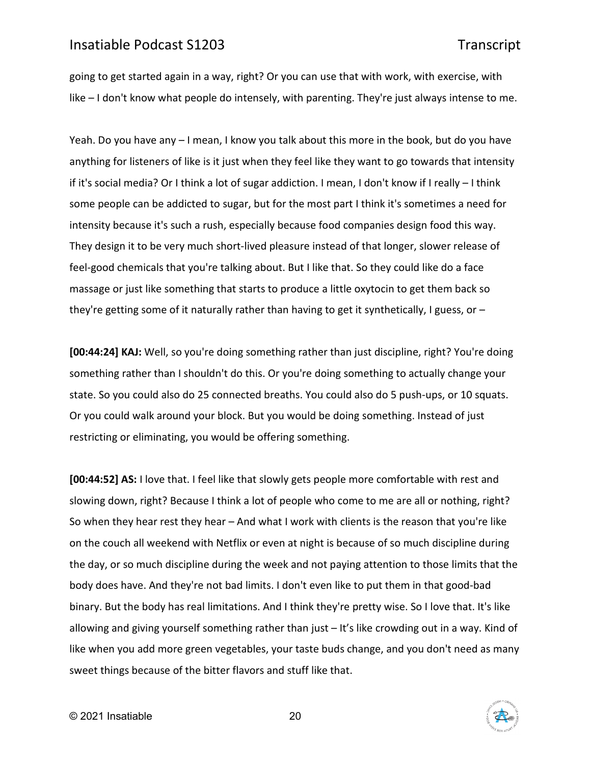going to get started again in a way, right? Or you can use that with work, with exercise, with like – I don't know what people do intensely, with parenting. They're just always intense to me.

Yeah. Do you have any – I mean, I know you talk about this more in the book, but do you have anything for listeners of like is it just when they feel like they want to go towards that intensity if it's social media? Or I think a lot of sugar addiction. I mean, I don't know if I really – I think some people can be addicted to sugar, but for the most part I think it's sometimes a need for intensity because it's such a rush, especially because food companies design food this way. They design it to be very much short-lived pleasure instead of that longer, slower release of feel-good chemicals that you're talking about. But I like that. So they could like do a face massage or just like something that starts to produce a little oxytocin to get them back so they're getting some of it naturally rather than having to get it synthetically, I guess, or –

**[00:44:24] KAJ:** Well, so you're doing something rather than just discipline, right? You're doing something rather than I shouldn't do this. Or you're doing something to actually change your state. So you could also do 25 connected breaths. You could also do 5 push-ups, or 10 squats. Or you could walk around your block. But you would be doing something. Instead of just restricting or eliminating, you would be offering something.

**[00:44:52] AS:** I love that. I feel like that slowly gets people more comfortable with rest and slowing down, right? Because I think a lot of people who come to me are all or nothing, right? So when they hear rest they hear – And what I work with clients is the reason that you're like on the couch all weekend with Netflix or even at night is because of so much discipline during the day, or so much discipline during the week and not paying attention to those limits that the body does have. And they're not bad limits. I don't even like to put them in that good-bad binary. But the body has real limitations. And I think they're pretty wise. So I love that. It's like allowing and giving yourself something rather than just – It's like crowding out in a way. Kind of like when you add more green vegetables, your taste buds change, and you don't need as many sweet things because of the bitter flavors and stuff like that.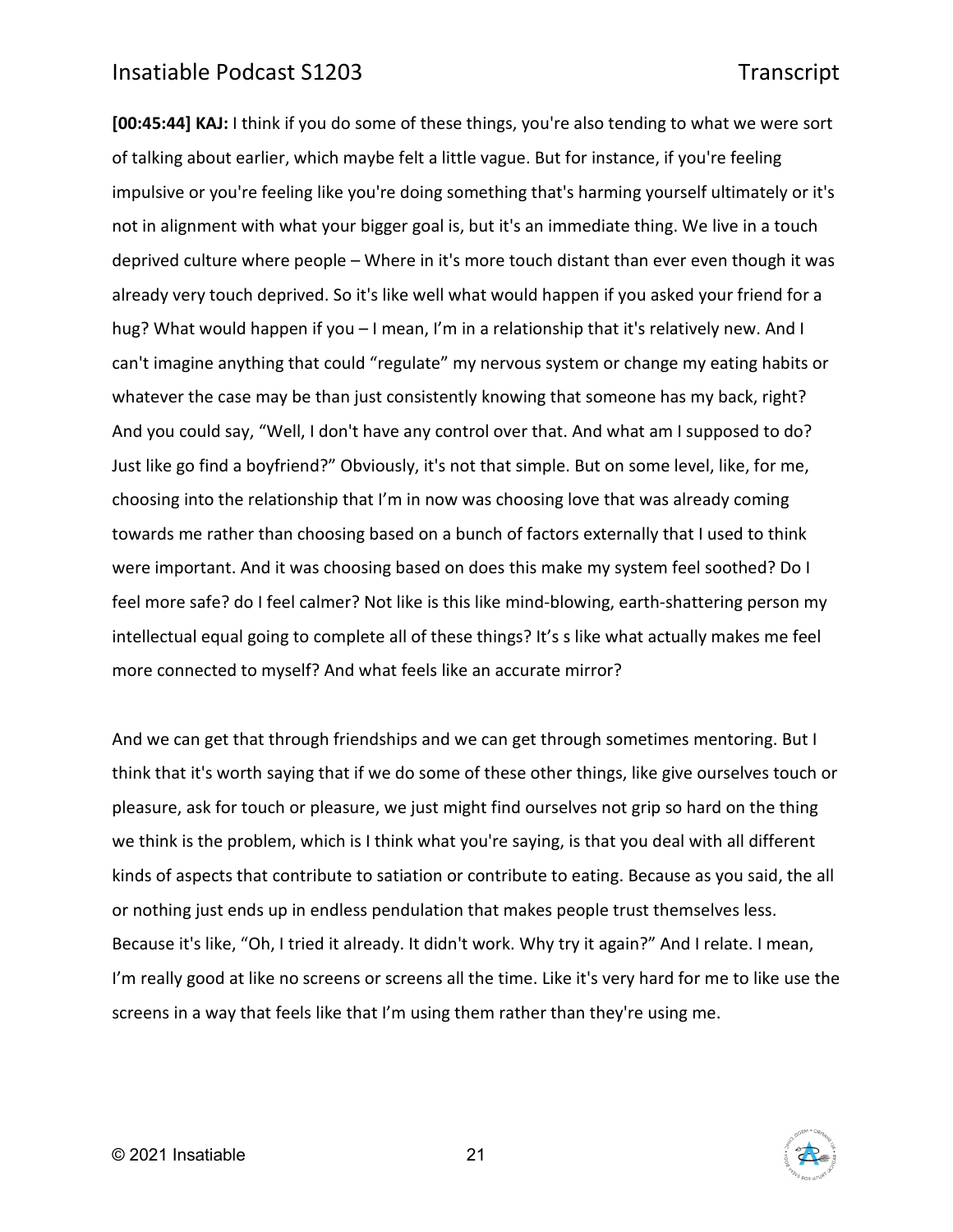**[00:45:44] KAJ:** I think if you do some of these things, you're also tending to what we were sort of talking about earlier, which maybe felt a little vague. But for instance, if you're feeling impulsive or you're feeling like you're doing something that's harming yourself ultimately or it's not in alignment with what your bigger goal is, but it's an immediate thing. We live in a touch deprived culture where people – Where in it's more touch distant than ever even though it was already very touch deprived. So it's like well what would happen if you asked your friend for a hug? What would happen if you – I mean, I'm in a relationship that it's relatively new. And I can't imagine anything that could "regulate" my nervous system or change my eating habits or whatever the case may be than just consistently knowing that someone has my back, right? And you could say, "Well, I don't have any control over that. And what am I supposed to do? Just like go find a boyfriend?" Obviously, it's not that simple. But on some level, like, for me, choosing into the relationship that I'm in now was choosing love that was already coming towards me rather than choosing based on a bunch of factors externally that I used to think were important. And it was choosing based on does this make my system feel soothed? Do I feel more safe? do I feel calmer? Not like is this like mind-blowing, earth-shattering person my intellectual equal going to complete all of these things? It's s like what actually makes me feel more connected to myself? And what feels like an accurate mirror?

And we can get that through friendships and we can get through sometimes mentoring. But I think that it's worth saying that if we do some of these other things, like give ourselves touch or pleasure, ask for touch or pleasure, we just might find ourselves not grip so hard on the thing we think is the problem, which is I think what you're saying, is that you deal with all different kinds of aspects that contribute to satiation or contribute to eating. Because as you said, the all or nothing just ends up in endless pendulation that makes people trust themselves less. Because it's like, "Oh, I tried it already. It didn't work. Why try it again?" And I relate. I mean, I'm really good at like no screens or screens all the time. Like it's very hard for me to like use the screens in a way that feels like that I'm using them rather than they're using me.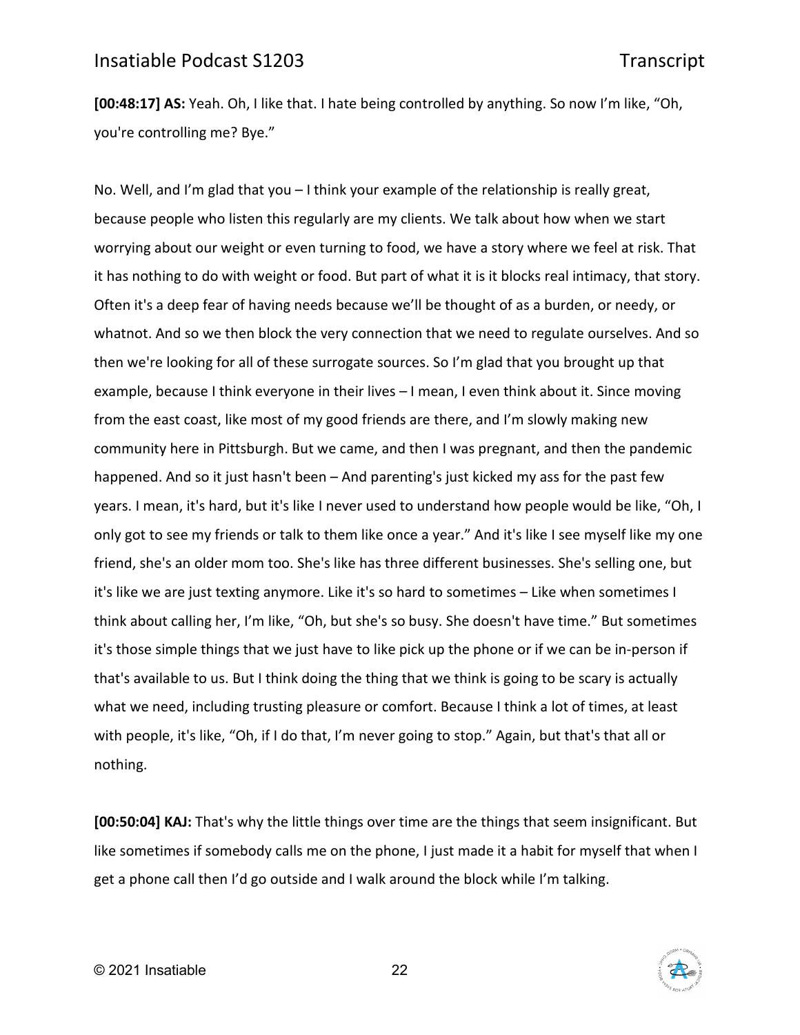**[00:48:17] AS:** Yeah. Oh, I like that. I hate being controlled by anything. So now I'm like, "Oh, you're controlling me? Bye."

No. Well, and I'm glad that you – I think your example of the relationship is really great, because people who listen this regularly are my clients. We talk about how when we start worrying about our weight or even turning to food, we have a story where we feel at risk. That it has nothing to do with weight or food. But part of what it is it blocks real intimacy, that story. Often it's a deep fear of having needs because we'll be thought of as a burden, or needy, or whatnot. And so we then block the very connection that we need to regulate ourselves. And so then we're looking for all of these surrogate sources. So I'm glad that you brought up that example, because I think everyone in their lives – I mean, I even think about it. Since moving from the east coast, like most of my good friends are there, and I'm slowly making new community here in Pittsburgh. But we came, and then I was pregnant, and then the pandemic happened. And so it just hasn't been – And parenting's just kicked my ass for the past few years. I mean, it's hard, but it's like I never used to understand how people would be like, "Oh, I only got to see my friends or talk to them like once a year." And it's like I see myself like my one friend, she's an older mom too. She's like has three different businesses. She's selling one, but it's like we are just texting anymore. Like it's so hard to sometimes – Like when sometimes I think about calling her, I'm like, "Oh, but she's so busy. She doesn't have time." But sometimes it's those simple things that we just have to like pick up the phone or if we can be in-person if that's available to us. But I think doing the thing that we think is going to be scary is actually what we need, including trusting pleasure or comfort. Because I think a lot of times, at least with people, it's like, "Oh, if I do that, I'm never going to stop." Again, but that's that all or nothing.

**[00:50:04] KAJ:** That's why the little things over time are the things that seem insignificant. But like sometimes if somebody calls me on the phone, I just made it a habit for myself that when I get a phone call then I'd go outside and I walk around the block while I'm talking.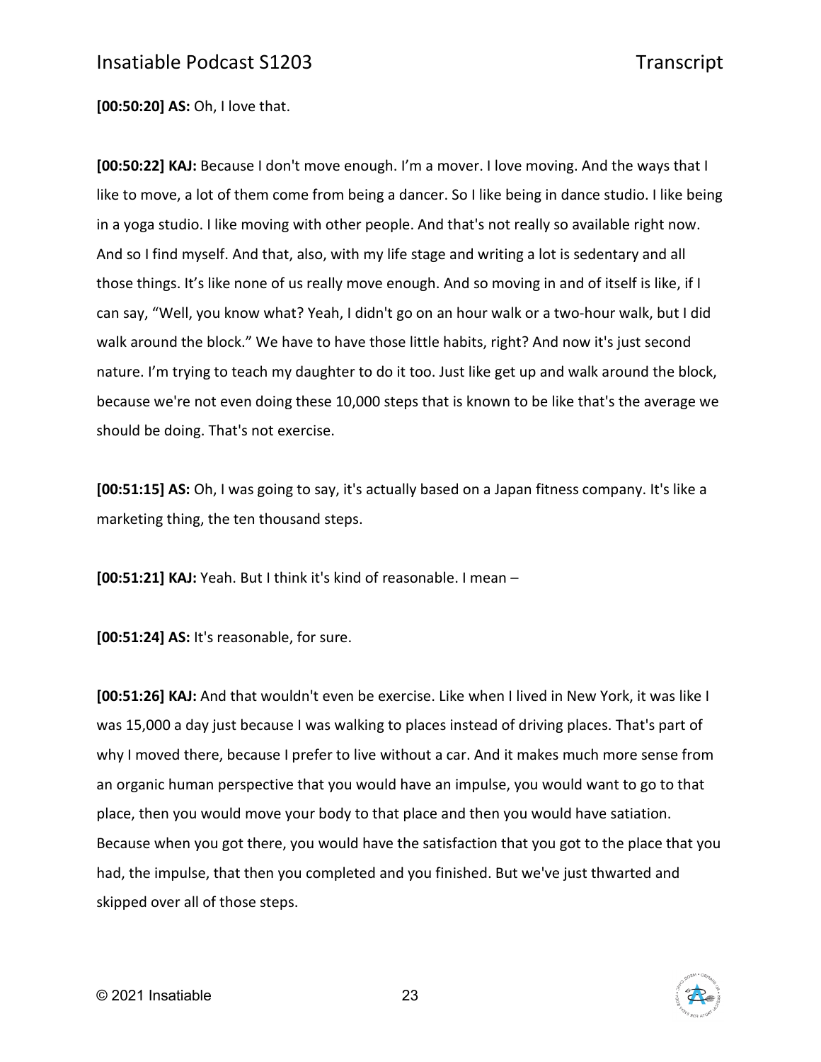**[00:50:20] AS:** Oh, I love that.

**[00:50:22] KAJ:** Because I don't move enough. I'm a mover. I love moving. And the ways that I like to move, a lot of them come from being a dancer. So I like being in dance studio. I like being in a yoga studio. I like moving with other people. And that's not really so available right now. And so I find myself. And that, also, with my life stage and writing a lot is sedentary and all those things. It's like none of us really move enough. And so moving in and of itself is like, if I can say, "Well, you know what? Yeah, I didn't go on an hour walk or a two-hour walk, but I did walk around the block." We have to have those little habits, right? And now it's just second nature. I'm trying to teach my daughter to do it too. Just like get up and walk around the block, because we're not even doing these 10,000 steps that is known to be like that's the average we should be doing. That's not exercise.

**[00:51:15] AS:** Oh, I was going to say, it's actually based on a Japan fitness company. It's like a marketing thing, the ten thousand steps.

**[00:51:21] KAJ:** Yeah. But I think it's kind of reasonable. I mean –

**[00:51:24] AS:** It's reasonable, for sure.

**[00:51:26] KAJ:** And that wouldn't even be exercise. Like when I lived in New York, it was like I was 15,000 a day just because I was walking to places instead of driving places. That's part of why I moved there, because I prefer to live without a car. And it makes much more sense from an organic human perspective that you would have an impulse, you would want to go to that place, then you would move your body to that place and then you would have satiation. Because when you got there, you would have the satisfaction that you got to the place that you had, the impulse, that then you completed and you finished. But we've just thwarted and skipped over all of those steps.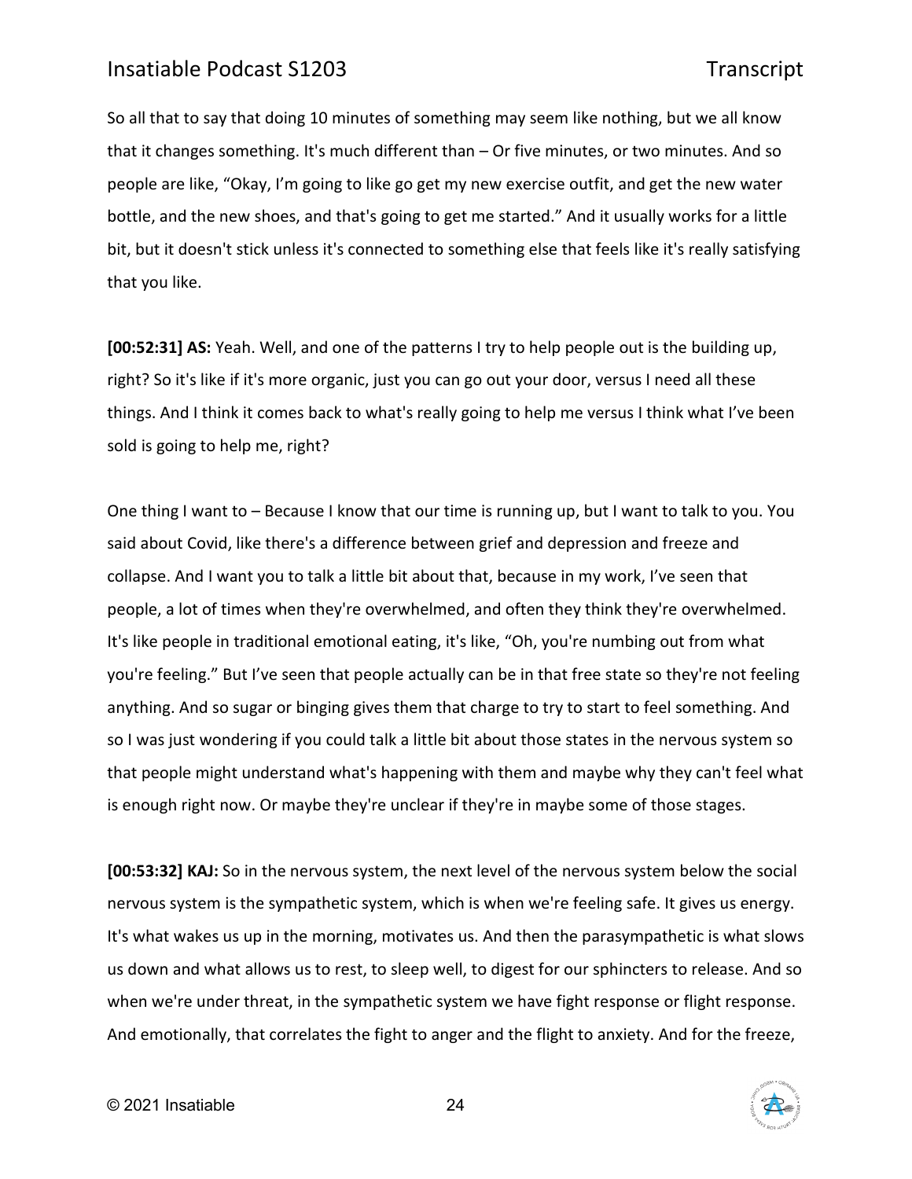So all that to say that doing 10 minutes of something may seem like nothing, but we all know that it changes something. It's much different than – Or five minutes, or two minutes. And so people are like, "Okay, I'm going to like go get my new exercise outfit, and get the new water bottle, and the new shoes, and that's going to get me started." And it usually works for a little bit, but it doesn't stick unless it's connected to something else that feels like it's really satisfying that you like.

**[00:52:31] AS:** Yeah. Well, and one of the patterns I try to help people out is the building up, right? So it's like if it's more organic, just you can go out your door, versus I need all these things. And I think it comes back to what's really going to help me versus I think what I've been sold is going to help me, right?

One thing I want to – Because I know that our time is running up, but I want to talk to you. You said about Covid, like there's a difference between grief and depression and freeze and collapse. And I want you to talk a little bit about that, because in my work, I've seen that people, a lot of times when they're overwhelmed, and often they think they're overwhelmed. It's like people in traditional emotional eating, it's like, "Oh, you're numbing out from what you're feeling." But I've seen that people actually can be in that free state so they're not feeling anything. And so sugar or binging gives them that charge to try to start to feel something. And so I was just wondering if you could talk a little bit about those states in the nervous system so that people might understand what's happening with them and maybe why they can't feel what is enough right now. Or maybe they're unclear if they're in maybe some of those stages.

**[00:53:32] KAJ:** So in the nervous system, the next level of the nervous system below the social nervous system is the sympathetic system, which is when we're feeling safe. It gives us energy. It's what wakes us up in the morning, motivates us. And then the parasympathetic is what slows us down and what allows us to rest, to sleep well, to digest for our sphincters to release. And so when we're under threat, in the sympathetic system we have fight response or flight response. And emotionally, that correlates the fight to anger and the flight to anxiety. And for the freeze,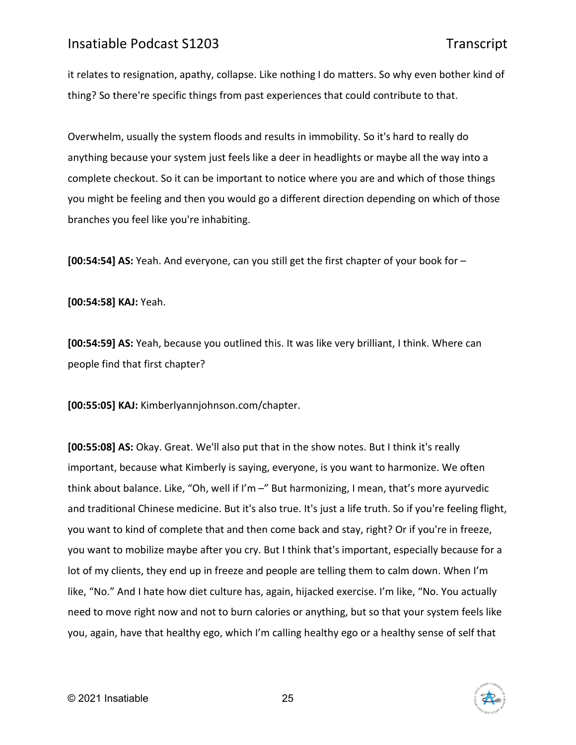it relates to resignation, apathy, collapse. Like nothing I do matters. So why even bother kind of thing? So there're specific things from past experiences that could contribute to that.

Overwhelm, usually the system floods and results in immobility. So it's hard to really do anything because your system just feels like a deer in headlights or maybe all the way into a complete checkout. So it can be important to notice where you are and which of those things you might be feeling and then you would go a different direction depending on which of those branches you feel like you're inhabiting.

**[00:54:54] AS:** Yeah. And everyone, can you still get the first chapter of your book for –

**[00:54:58] KAJ:** Yeah.

**[00:54:59] AS:** Yeah, because you outlined this. It was like very brilliant, I think. Where can people find that first chapter?

**[00:55:05] KAJ:** Kimberlyannjohnson.com/chapter.

**[00:55:08] AS:** Okay. Great. We'll also put that in the show notes. But I think it's really important, because what Kimberly is saying, everyone, is you want to harmonize. We often think about balance. Like, "Oh, well if I'm –" But harmonizing, I mean, that's more ayurvedic and traditional Chinese medicine. But it's also true. It's just a life truth. So if you're feeling flight, you want to kind of complete that and then come back and stay, right? Or if you're in freeze, you want to mobilize maybe after you cry. But I think that's important, especially because for a lot of my clients, they end up in freeze and people are telling them to calm down. When I'm like, "No." And I hate how diet culture has, again, hijacked exercise. I'm like, "No. You actually need to move right now and not to burn calories or anything, but so that your system feels like you, again, have that healthy ego, which I'm calling healthy ego or a healthy sense of self that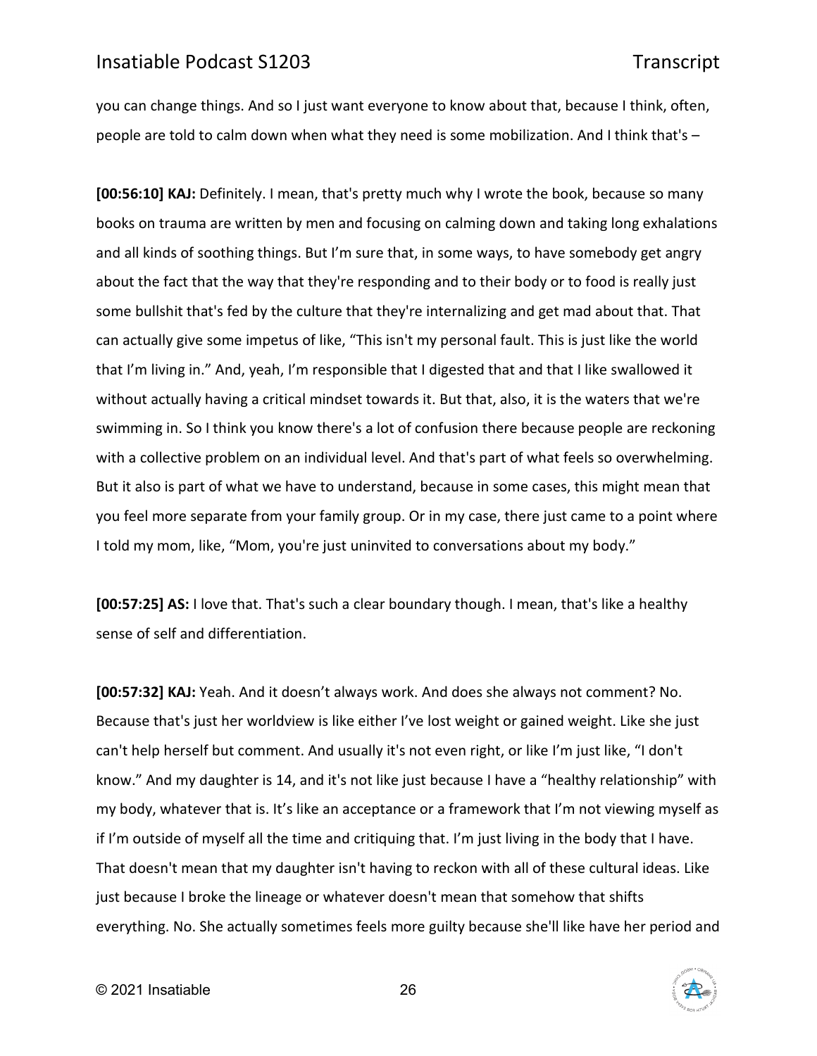you can change things. And so I just want everyone to know about that, because I think, often, people are told to calm down when what they need is some mobilization. And I think that's –

**[00:56:10] KAJ:** Definitely. I mean, that's pretty much why I wrote the book, because so many books on trauma are written by men and focusing on calming down and taking long exhalations and all kinds of soothing things. But I'm sure that, in some ways, to have somebody get angry about the fact that the way that they're responding and to their body or to food is really just some bullshit that's fed by the culture that they're internalizing and get mad about that. That can actually give some impetus of like, "This isn't my personal fault. This is just like the world that I'm living in." And, yeah, I'm responsible that I digested that and that I like swallowed it without actually having a critical mindset towards it. But that, also, it is the waters that we're swimming in. So I think you know there's a lot of confusion there because people are reckoning with a collective problem on an individual level. And that's part of what feels so overwhelming. But it also is part of what we have to understand, because in some cases, this might mean that you feel more separate from your family group. Or in my case, there just came to a point where I told my mom, like, "Mom, you're just uninvited to conversations about my body."

**[00:57:25] AS:** I love that. That's such a clear boundary though. I mean, that's like a healthy sense of self and differentiation.

**[00:57:32] KAJ:** Yeah. And it doesn't always work. And does she always not comment? No. Because that's just her worldview is like either I've lost weight or gained weight. Like she just can't help herself but comment. And usually it's not even right, or like I'm just like, "I don't know." And my daughter is 14, and it's not like just because I have a "healthy relationship" with my body, whatever that is. It's like an acceptance or a framework that I'm not viewing myself as if I'm outside of myself all the time and critiquing that. I'm just living in the body that I have. That doesn't mean that my daughter isn't having to reckon with all of these cultural ideas. Like just because I broke the lineage or whatever doesn't mean that somehow that shifts everything. No. She actually sometimes feels more guilty because she'll like have her period and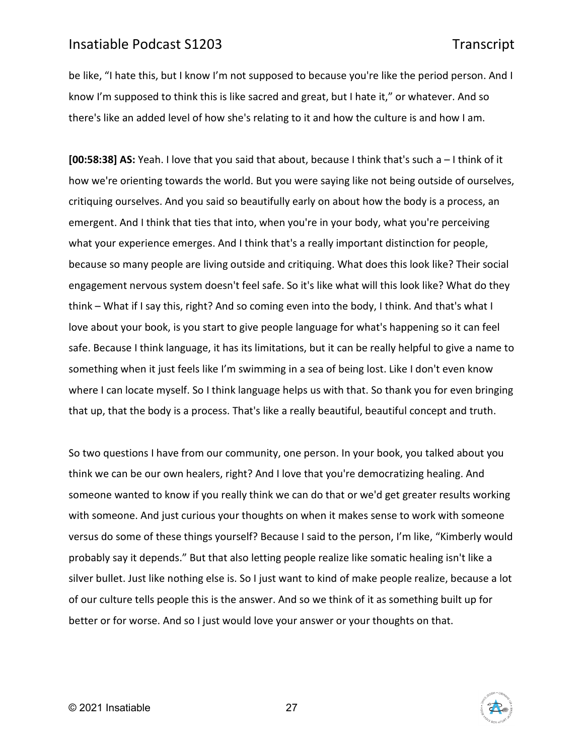be like, "I hate this, but I know I'm not supposed to because you're like the period person. And I know I'm supposed to think this is like sacred and great, but I hate it," or whatever. And so there's like an added level of how she's relating to it and how the culture is and how I am.

**[00:58:38] AS:** Yeah. I love that you said that about, because I think that's such a – I think of it how we're orienting towards the world. But you were saying like not being outside of ourselves, critiquing ourselves. And you said so beautifully early on about how the body is a process, an emergent. And I think that ties that into, when you're in your body, what you're perceiving what your experience emerges. And I think that's a really important distinction for people, because so many people are living outside and critiquing. What does this look like? Their social engagement nervous system doesn't feel safe. So it's like what will this look like? What do they think – What if I say this, right? And so coming even into the body, I think. And that's what I love about your book, is you start to give people language for what's happening so it can feel safe. Because I think language, it has its limitations, but it can be really helpful to give a name to something when it just feels like I'm swimming in a sea of being lost. Like I don't even know where I can locate myself. So I think language helps us with that. So thank you for even bringing that up, that the body is a process. That's like a really beautiful, beautiful concept and truth.

So two questions I have from our community, one person. In your book, you talked about you think we can be our own healers, right? And I love that you're democratizing healing. And someone wanted to know if you really think we can do that or we'd get greater results working with someone. And just curious your thoughts on when it makes sense to work with someone versus do some of these things yourself? Because I said to the person, I'm like, "Kimberly would probably say it depends." But that also letting people realize like somatic healing isn't like a silver bullet. Just like nothing else is. So I just want to kind of make people realize, because a lot of our culture tells people this is the answer. And so we think of it as something built up for better or for worse. And so I just would love your answer or your thoughts on that.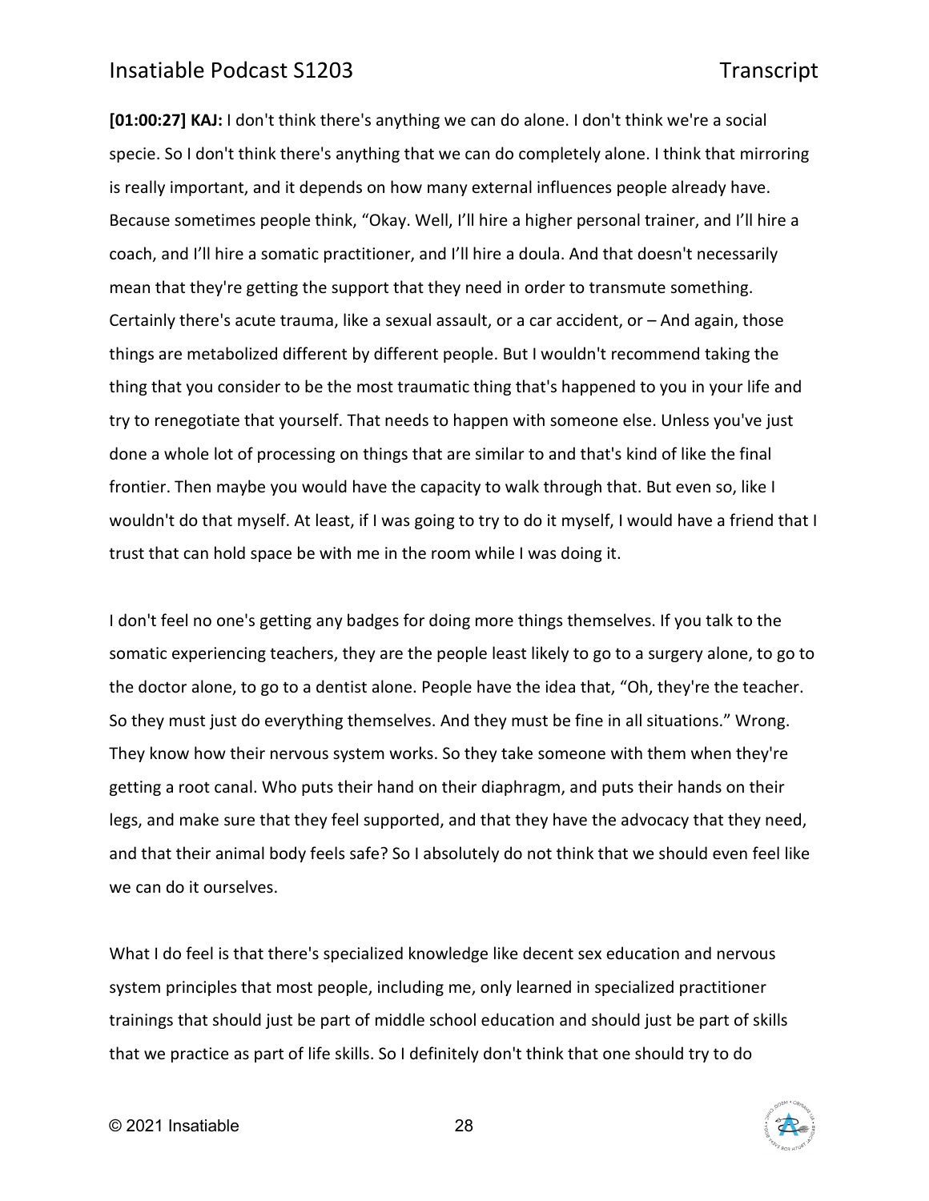**[01:00:27] KAJ:** I don't think there's anything we can do alone. I don't think we're a social specie. So I don't think there's anything that we can do completely alone. I think that mirroring is really important, and it depends on how many external influences people already have. Because sometimes people think, "Okay. Well, I'll hire a higher personal trainer, and I'll hire a coach, and I'll hire a somatic practitioner, and I'll hire a doula. And that doesn't necessarily mean that they're getting the support that they need in order to transmute something. Certainly there's acute trauma, like a sexual assault, or a car accident, or – And again, those things are metabolized different by different people. But I wouldn't recommend taking the thing that you consider to be the most traumatic thing that's happened to you in your life and try to renegotiate that yourself. That needs to happen with someone else. Unless you've just done a whole lot of processing on things that are similar to and that's kind of like the final frontier. Then maybe you would have the capacity to walk through that. But even so, like I wouldn't do that myself. At least, if I was going to try to do it myself, I would have a friend that I trust that can hold space be with me in the room while I was doing it.

I don't feel no one's getting any badges for doing more things themselves. If you talk to the somatic experiencing teachers, they are the people least likely to go to a surgery alone, to go to the doctor alone, to go to a dentist alone. People have the idea that, "Oh, they're the teacher. So they must just do everything themselves. And they must be fine in all situations." Wrong. They know how their nervous system works. So they take someone with them when they're getting a root canal. Who puts their hand on their diaphragm, and puts their hands on their legs, and make sure that they feel supported, and that they have the advocacy that they need, and that their animal body feels safe? So I absolutely do not think that we should even feel like we can do it ourselves.

What I do feel is that there's specialized knowledge like decent sex education and nervous system principles that most people, including me, only learned in specialized practitioner trainings that should just be part of middle school education and should just be part of skills that we practice as part of life skills. So I definitely don't think that one should try to do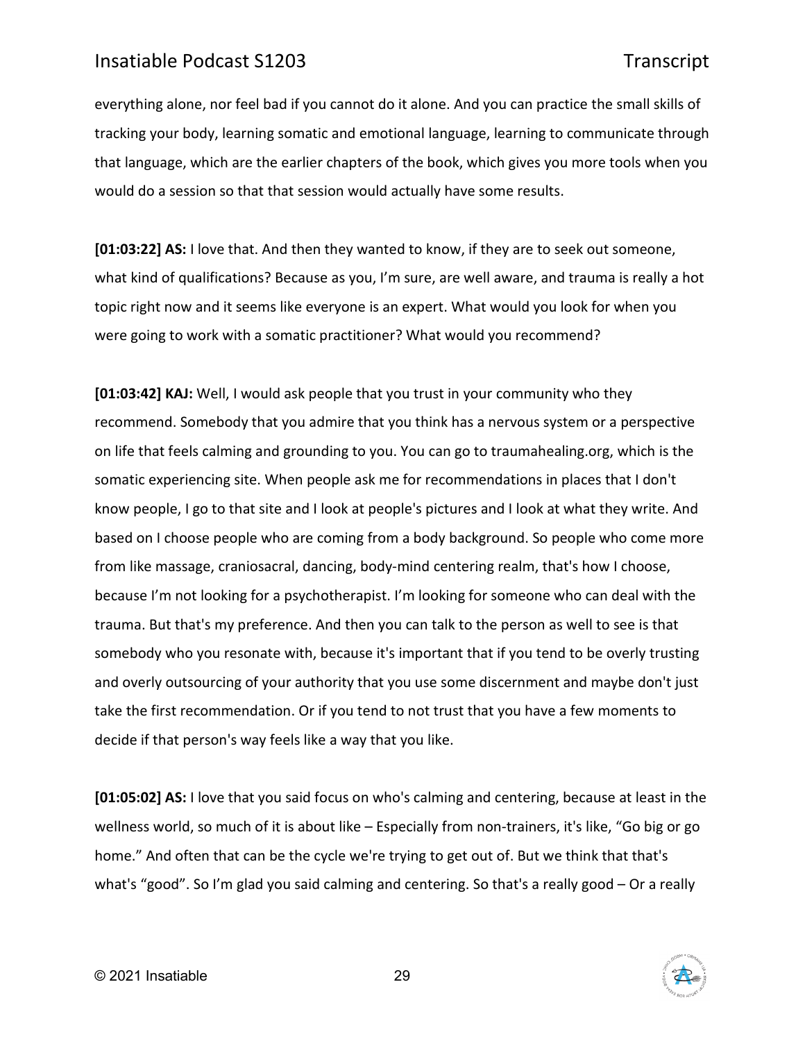everything alone, nor feel bad if you cannot do it alone. And you can practice the small skills of tracking your body, learning somatic and emotional language, learning to communicate through that language, which are the earlier chapters of the book, which gives you more tools when you would do a session so that that session would actually have some results.

**[01:03:22] AS:** I love that. And then they wanted to know, if they are to seek out someone, what kind of qualifications? Because as you, I'm sure, are well aware, and trauma is really a hot topic right now and it seems like everyone is an expert. What would you look for when you were going to work with a somatic practitioner? What would you recommend?

**[01:03:42] KAJ:** Well, I would ask people that you trust in your community who they recommend. Somebody that you admire that you think has a nervous system or a perspective on life that feels calming and grounding to you. You can go to traumahealing.org, which is the somatic experiencing site. When people ask me for recommendations in places that I don't know people, I go to that site and I look at people's pictures and I look at what they write. And based on I choose people who are coming from a body background. So people who come more from like massage, craniosacral, dancing, body-mind centering realm, that's how I choose, because I'm not looking for a psychotherapist. I'm looking for someone who can deal with the trauma. But that's my preference. And then you can talk to the person as well to see is that somebody who you resonate with, because it's important that if you tend to be overly trusting and overly outsourcing of your authority that you use some discernment and maybe don't just take the first recommendation. Or if you tend to not trust that you have a few moments to decide if that person's way feels like a way that you like.

**[01:05:02] AS:** I love that you said focus on who's calming and centering, because at least in the wellness world, so much of it is about like – Especially from non-trainers, it's like, "Go big or go home." And often that can be the cycle we're trying to get out of. But we think that that's what's "good". So I'm glad you said calming and centering. So that's a really good – Or a really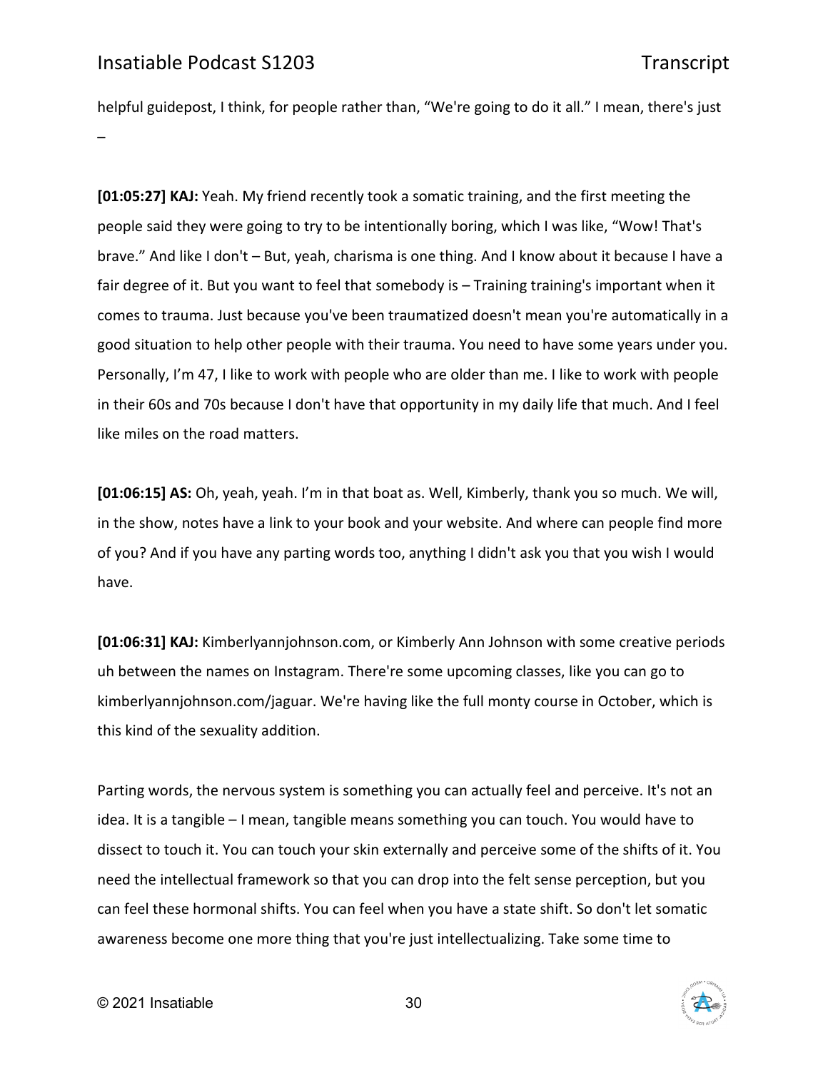helpful guidepost, I think, for people rather than, "We're going to do it all." I mean, there's just –

**[01:05:27] KAJ:** Yeah. My friend recently took a somatic training, and the first meeting the people said they were going to try to be intentionally boring, which I was like, "Wow! That's brave." And like I don't – But, yeah, charisma is one thing. And I know about it because I have a fair degree of it. But you want to feel that somebody is – Training training's important when it comes to trauma. Just because you've been traumatized doesn't mean you're automatically in a good situation to help other people with their trauma. You need to have some years under you. Personally, I'm 47, I like to work with people who are older than me. I like to work with people in their 60s and 70s because I don't have that opportunity in my daily life that much. And I feel like miles on the road matters.

**[01:06:15] AS:** Oh, yeah, yeah. I'm in that boat as. Well, Kimberly, thank you so much. We will, in the show, notes have a link to your book and your website. And where can people find more of you? And if you have any parting words too, anything I didn't ask you that you wish I would have.

**[01:06:31] KAJ:** Kimberlyannjohnson.com, or Kimberly Ann Johnson with some creative periods uh between the names on Instagram. There're some upcoming classes, like you can go to kimberlyannjohnson.com/jaguar. We're having like the full monty course in October, which is this kind of the sexuality addition.

Parting words, the nervous system is something you can actually feel and perceive. It's not an idea. It is a tangible – I mean, tangible means something you can touch. You would have to dissect to touch it. You can touch your skin externally and perceive some of the shifts of it. You need the intellectual framework so that you can drop into the felt sense perception, but you can feel these hormonal shifts. You can feel when you have a state shift. So don't let somatic awareness become one more thing that you're just intellectualizing. Take some time to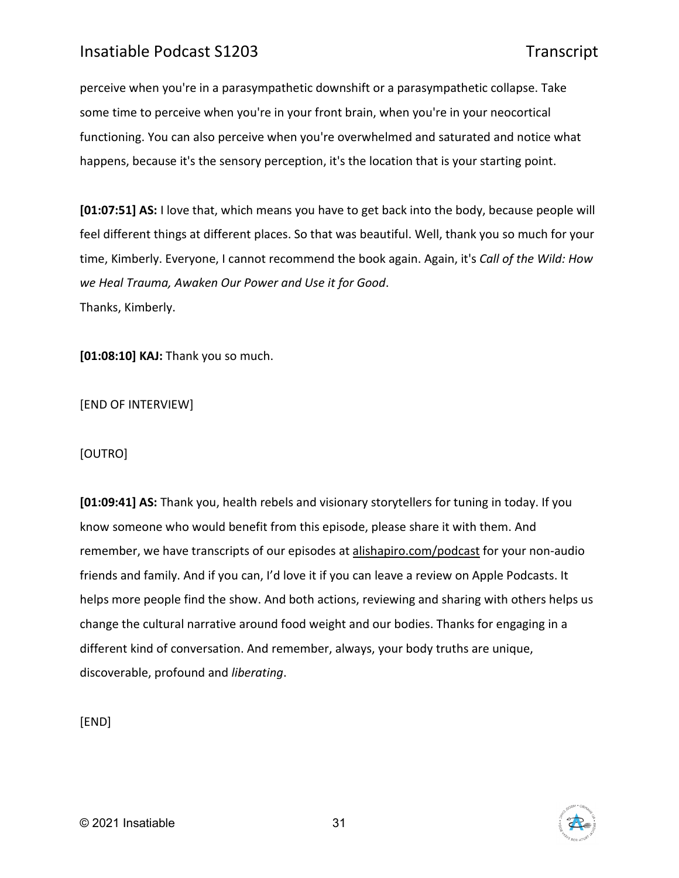perceive when you're in a parasympathetic downshift or a parasympathetic collapse. Take some time to perceive when you're in your front brain, when you're in your neocortical functioning. You can also perceive when you're overwhelmed and saturated and notice what happens, because it's the sensory perception, it's the location that is your starting point.

**[01:07:51] AS:** I love that, which means you have to get back into the body, because people will feel different things at different places. So that was beautiful. Well, thank you so much for your time, Kimberly. Everyone, I cannot recommend the book again. Again, it's *Call of the Wild: How we Heal Trauma, Awaken Our Power and Use it for Good*.
Thanks, Kimberly.

**[01:08:10] KAJ:** Thank you so much.

[END OF INTERVIEW]

[OUTRO]

**[01:09:41] AS:** Thank you, health rebels and visionary storytellers for tuning in today. If you know someone who would benefit from this episode, please share it with them. And remember, we have transcripts of our episodes at alishapiro.com/podcast for your non-audio friends and family. And if you can, I'd love it if you can leave a review on Apple Podcasts. It helps more people find the show. And both actions, reviewing and sharing with others helps us change the cultural narrative around food weight and our bodies. Thanks for engaging in a different kind of conversation. And remember, always, your body truths are unique, discoverable, profound and *liberating*.

[END]